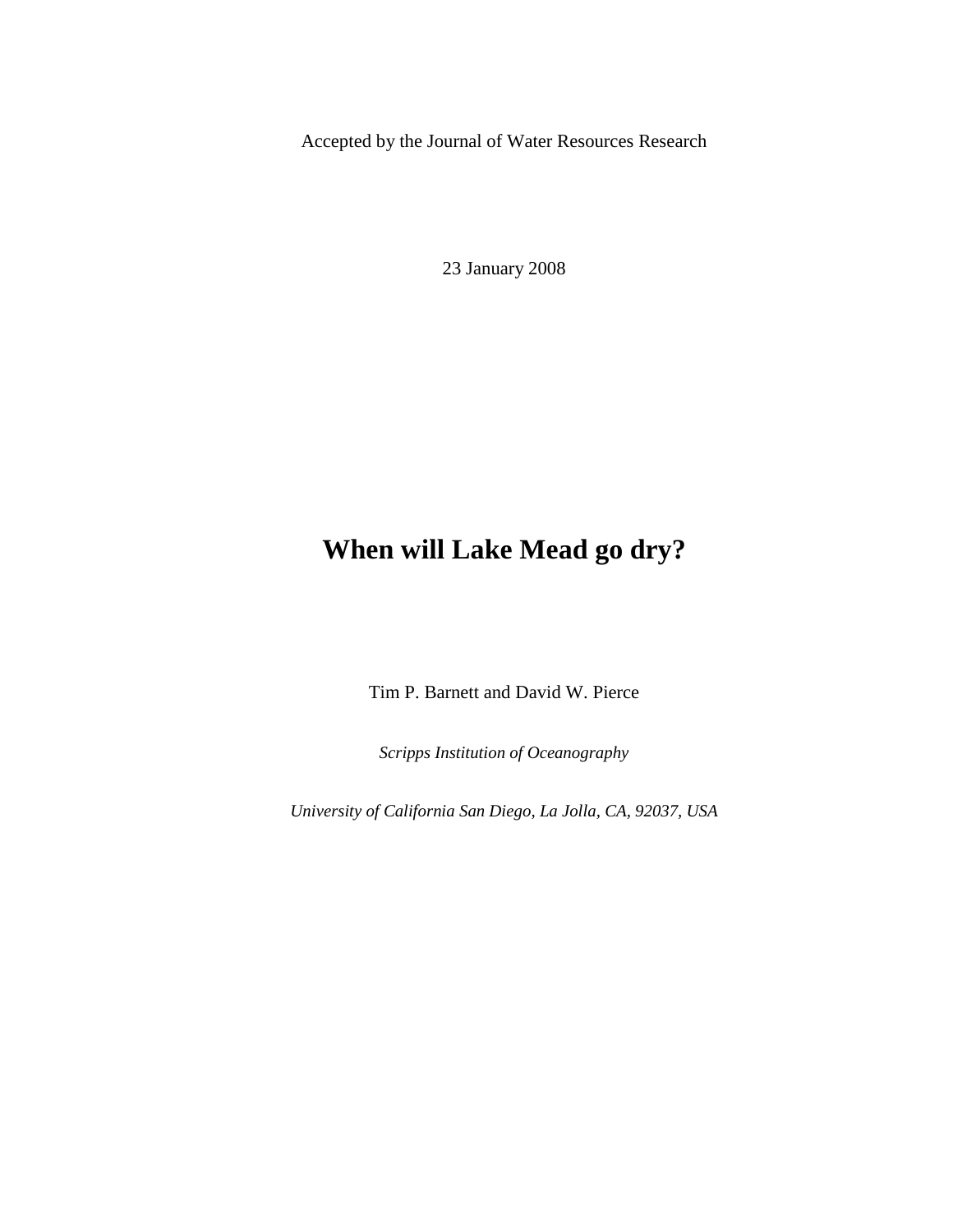Accepted by the Journal of Water Resources Research

23 January 2008

# When will Lake Mead go dry?

Tim P. Barnett and David W. Pierce

*Scripps Institution of Oceanography*

*University of California San Diego, La Jolla, CA, 92037, USA*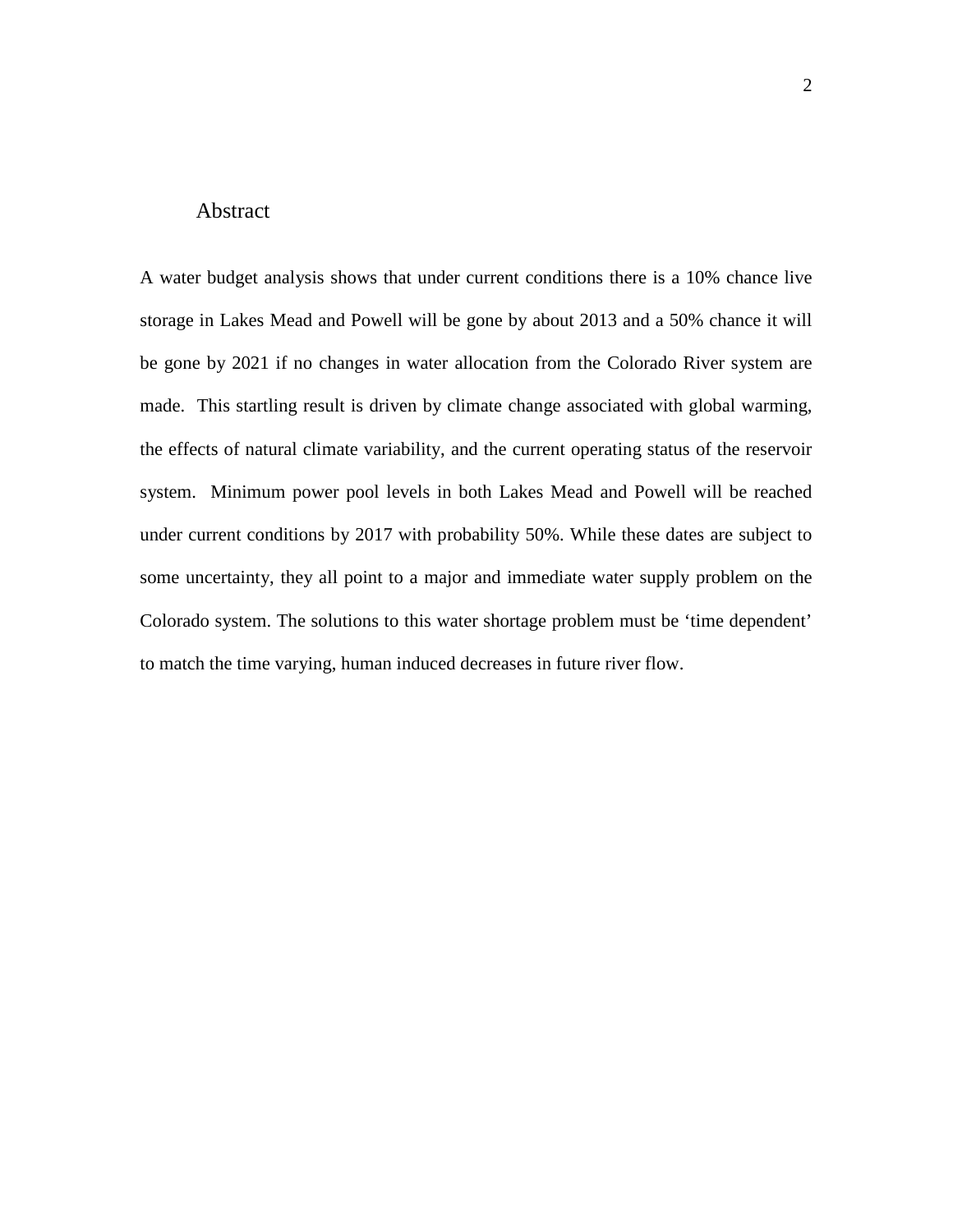## Abstract

A water budget analysis shows that under current conditions there is a 10% chance live storage in Lakes Mead and Powell will be gone by about 2013 and a 50% chance it will be gone by 2021 if no changes in water allocation from the Colorado River system are made. This startling result is driven by climate change associated with global warming, the effects of natural climate variability, and the current operating status of the reservoir system. Minimum power pool levels in both Lakes Mead and Powell will be reached under current conditions by 2017 with probability 50%. While these dates are subject to some uncertainty, they all point to a major and immediate water supply problem on the Colorado system. The solutions to this water shortage problem must be 'time dependent' to match the time varying, human induced decreases in future river flow.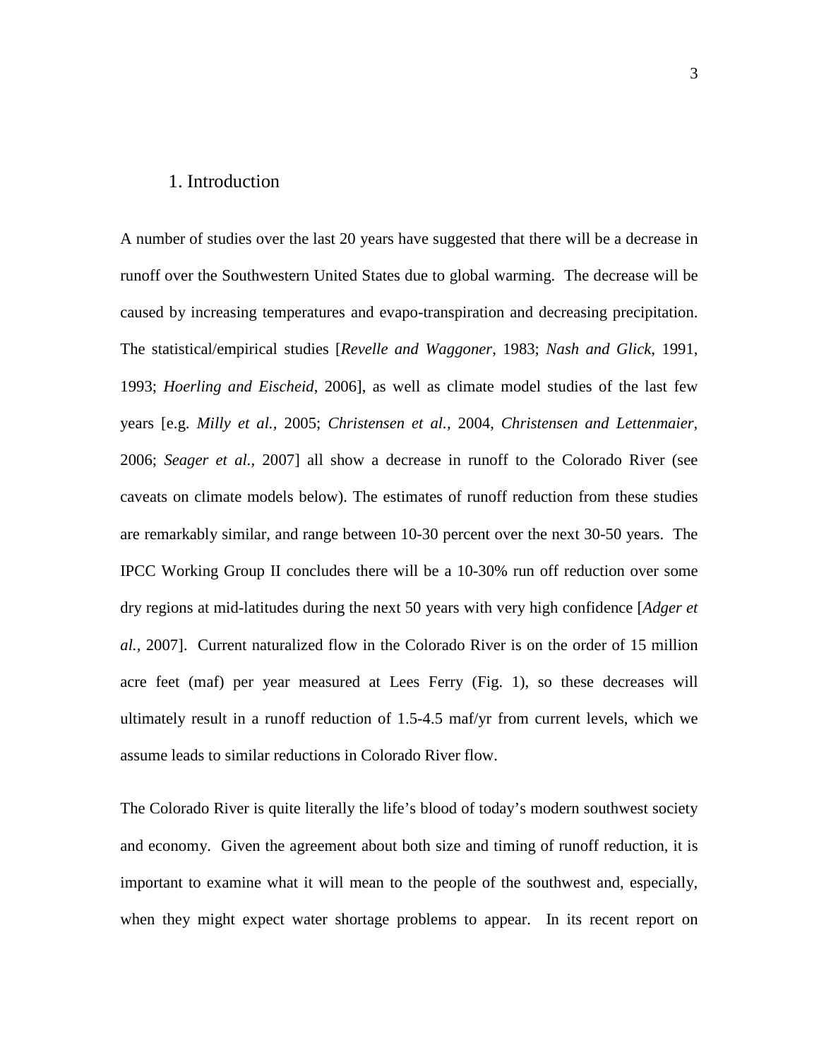## 1. Introduction

A number of studies over the last 20 years have suggested that there will be a decrease in runoff over the Southwestern United States due to global warming. The decrease will be caused by increasing temperatures and evapo-transpiration and decreasing precipitation. The statistical/empirical studies [*Revelle and Waggoner*, 1983; *Nash and Glick*, 1991, 1993; *Hoerling and Eischeid*, 2006], as well as climate model studies of the last few years [e.g. *Milly et al.*, 2005; *Christensen et al.,* 2004, *Christensen and Lettenmaier*, 2006; *Seager et al.,* 2007] all show a decrease in runoff to the Colorado River (see caveats on climate models below). The estimates of runoff reduction from these studies are remarkably similar, and range between 10-30 percent over the next 30-50 years. The IPCC Working Group II concludes there will be a 10-30% run off reduction over some dry regions at mid-latitudes during the next 50 years with very high confidence [*Adger et al.,* 2007]. Current naturalized flow in the Colorado River is on the order of 15 million acre feet (maf) per year measured at Lees Ferry (Fig. 1), so these decreases will ultimately result in a runoff reduction of 1.5-4.5 maf/yr from current levels, which we assume leads to similar reductions in Colorado River flow.

The Colorado River is quite literally the life's blood of today's modern southwest society and economy. Given the agreement about both size and timing of runoff reduction, it is important to examine what it will mean to the people of the southwest and, especially, when they might expect water shortage problems to appear. In its recent report on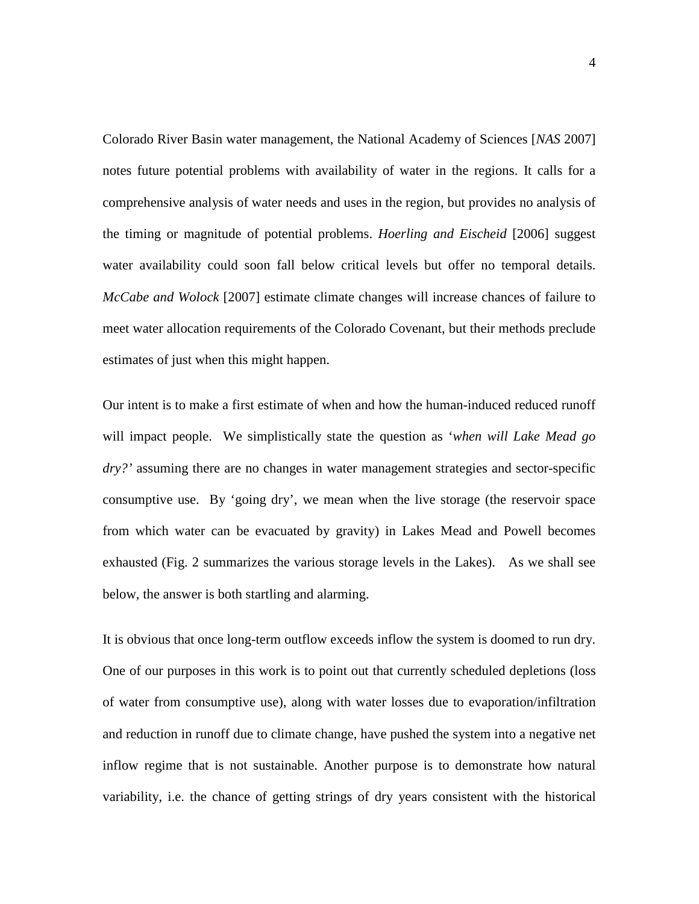Colorado River Basin water management, the National Academy of Sciences [*NAS* 2007] notes future potential problems with availability of water in the regions. It calls for a comprehensive analysis of water needs and uses in the region, but provides no analysis of the timing or magnitude of potential problems. *Hoerling and Eischeid* [2006] suggest water availability could soon fall below critical levels but offer no temporal details. *McCabe and Wolock* [2007] estimate climate changes will increase chances of failure to meet water allocation requirements of the Colorado Covenant, but their methods preclude estimates of just when this might happen.

Our intent is to make a first estimate of when and how the human-induced reduced runoff will impact people. We simplistically state the question as '*when will Lake Mead go dry?*' assuming there are no changes in water management strategies and sector-specific consumptive use. By 'going dry', we mean when the live storage (the reservoir space from which water can be evacuated by gravity) in Lakes Mead and Powell becomes exhausted (Fig. 2 summarizes the various storage levels in the Lakes). As we shall see below, the answer is both startling and alarming.

It is obvious that once long-term outflow exceeds inflow the system is doomed to run dry. One of our purposes in this work is to point out that currently scheduled depletions (loss of water from consumptive use), along with water losses due to evaporation/infiltration and reduction in runoff due to climate change, have pushed the system into a negative net inflow regime that is not sustainable. Another purpose is to demonstrate how natural variability, i.e. the chance of getting strings of dry years consistent with the historical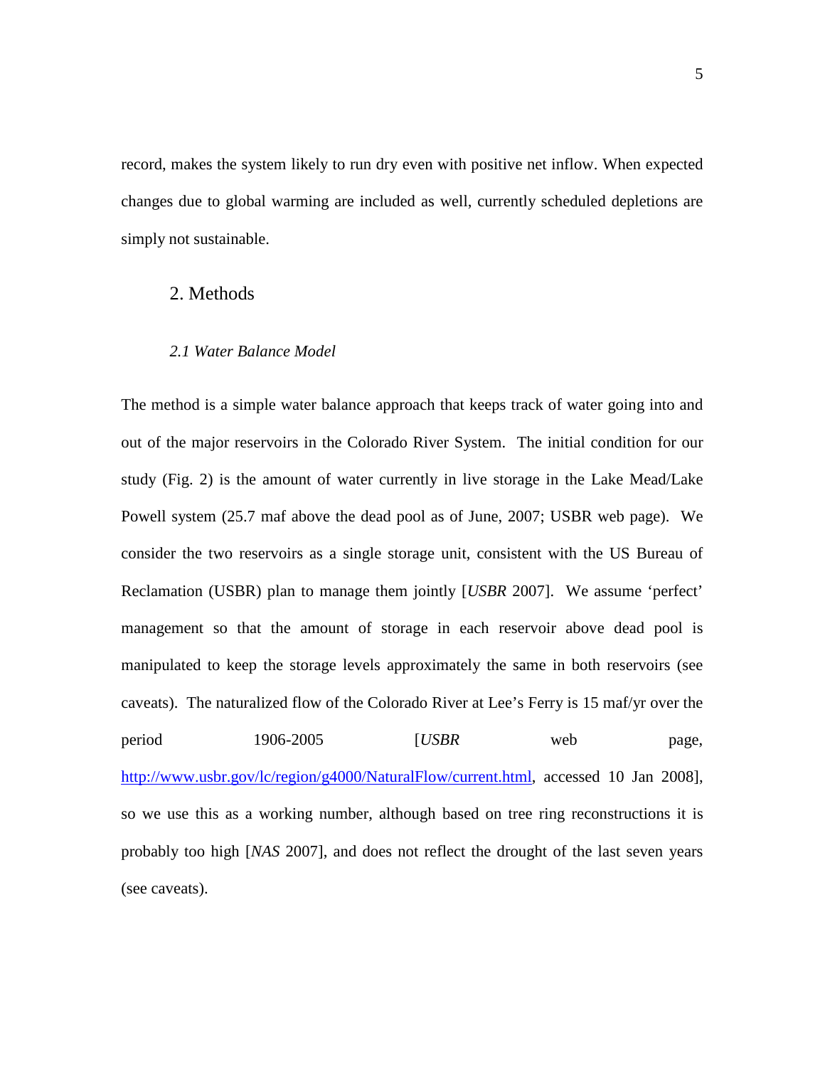record, makes the system likely to run dry even with positive net inflow. When expected changes due to global warming are included as well, currently scheduled depletions are simply not sustainable.

## 2. Methods

### *2.1 Water Balance Model*

The method is a simple water balance approach that keeps track of water going into and out of the major reservoirs in the Colorado River System. The initial condition for our study (Fig. 2) is the amount of water currently in live storage in the Lake Mead/Lake Powell system (25.7 maf above the dead pool as of June, 2007; USBR web page). We consider the two reservoirs as a single storage unit, consistent with the US Bureau of Reclamation (USBR) plan to manage them jointly [*USBR* 2007]. We assume 'perfect' management so that the amount of storage in each reservoir above dead pool is manipulated to keep the storage levels approximately the same in both reservoirs (see caveats). The naturalized flow of the Colorado River at Lee's Ferry is 15 maf/yr over the period 1906-2005 [*USBR* web page, http://www.usbr.gov/lc/region/g4000/NaturalFlow/current.html, accessed 10 Jan 2008], so we use this as a working number, although based on tree ring reconstructions it is probably too high [*NAS* 2007], and does not reflect the drought of the last seven years (see caveats).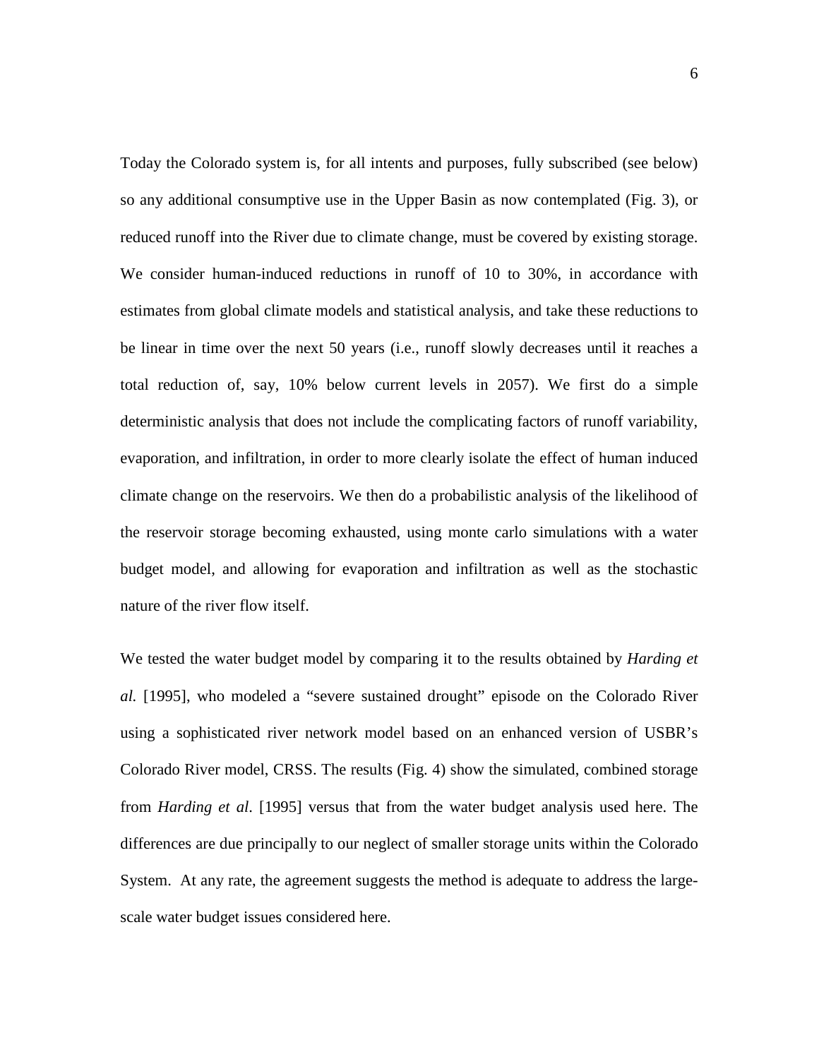Today the Colorado system is, for all intents and purposes, fully subscribed (see below) so any additional consumptive use in the Upper Basin as now contemplated (Fig. 3), or reduced runoff into the River due to climate change, must be covered by existing storage. We consider human-induced reductions in runoff of 10 to 30%, in accordance with estimates from global climate models and statistical analysis, and take these reductions to be linear in time over the next 50 years (i.e., runoff slowly decreases until it reaches a total reduction of, say, 10% below current levels in 2057). We first do a simple deterministic analysis that does not include the complicating factors of runoff variability, evaporation, and infiltration, in order to more clearly isolate the effect of human induced climate change on the reservoirs. We then do a probabilistic analysis of the likelihood of the reservoir storage becoming exhausted, using monte carlo simulations with a water budget model, and allowing for evaporation and infiltration as well as the stochastic nature of the river flow itself.

We tested the water budget model by comparing it to the results obtained by *Harding et al.* [1995], who modeled a "severe sustained drought" episode on the Colorado River using a sophisticated river network model based on an enhanced version of USBR's Colorado River model, CRSS. The results (Fig. 4) show the simulated, combined storage from *Harding et al*. [1995] versus that from the water budget analysis used here. The differences are due principally to our neglect of smaller storage units within the Colorado System. At any rate, the agreement suggests the method is adequate to address the large-scale water budget issues considered here.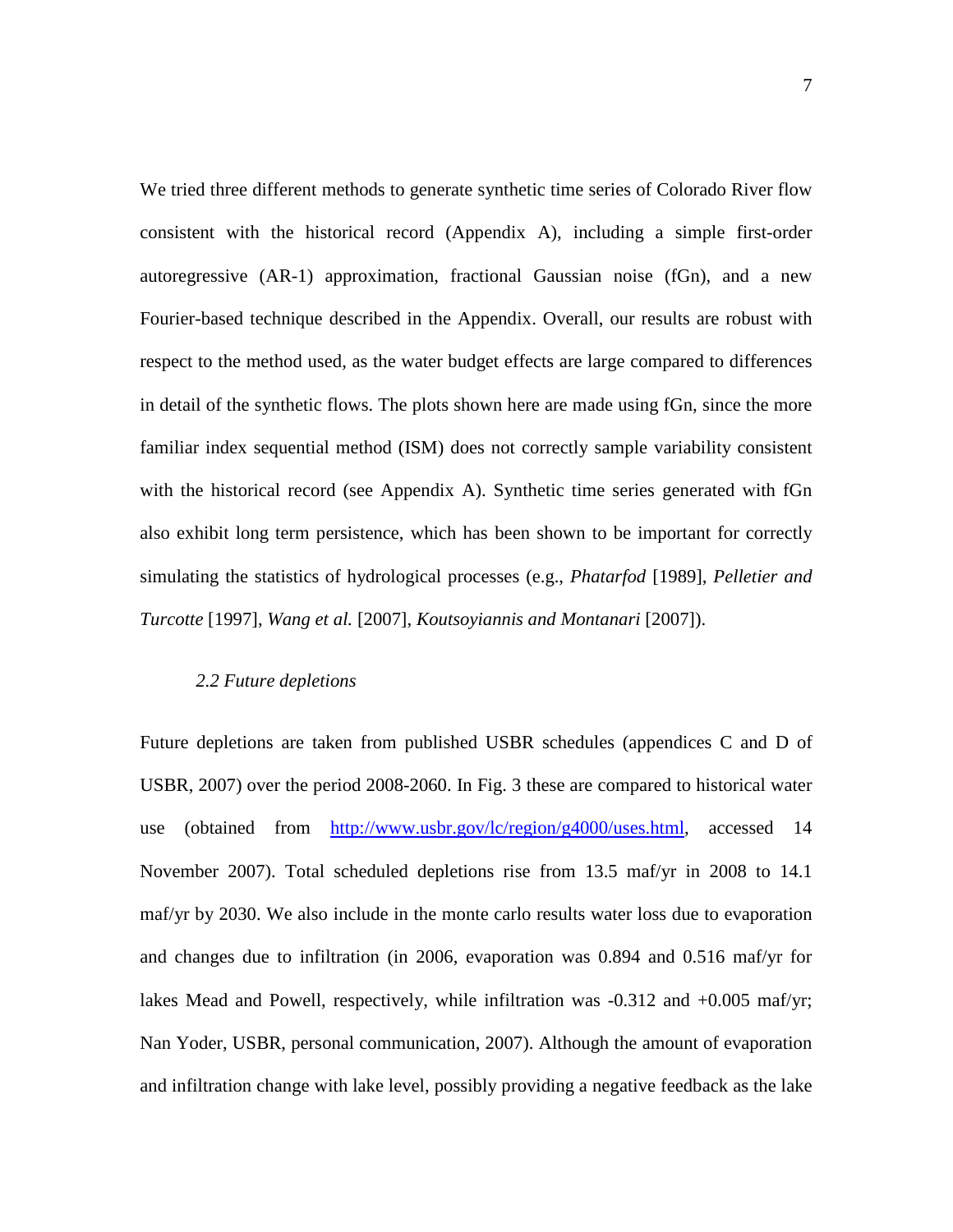We tried three different methods to generate synthetic time series of Colorado River flow consistent with the historical record (Appendix A), including a simple first-order autoregressive (AR-1) approximation, fractional Gaussian noise (fGn), and a new Fourier-based technique described in the Appendix. Overall, our results are robust with respect to the method used, as the water budget effects are large compared to differences in detail of the synthetic flows. The plots shown here are made using fGn, since the more familiar index sequential method (ISM) does not correctly sample variability consistent with the historical record (see Appendix A). Synthetic time series generated with fGn also exhibit long term persistence, which has been shown to be important for correctly simulating the statistics of hydrological processes (e.g., *Phatarfod* [1989], *Pelletier and Turcotte* [1997], *Wang et al.* [2007], *Koutsoyiannis and Montanari* [2007]).

### *2.2 Future depletions*

Future depletions are taken from published USBR schedules (appendices C and D of USBR, 2007) over the period 2008-2060. In Fig. 3 these are compared to historical water use (obtained from http://www.usbr.gov/lc/region/g4000/uses.html, accessed 14 November 2007). Total scheduled depletions rise from 13.5 maf/yr in 2008 to 14.1 maf/yr by 2030. We also include in the monte carlo results water loss due to evaporation and changes due to infiltration (in 2006, evaporation was 0.894 and 0.516 maf/yr for lakes Mead and Powell, respectively, while infiltration was -0.312 and +0.005 maf/yr; Nan Yoder, USBR, personal communication, 2007). Although the amount of evaporation and infiltration change with lake level, possibly providing a negative feedback as the lake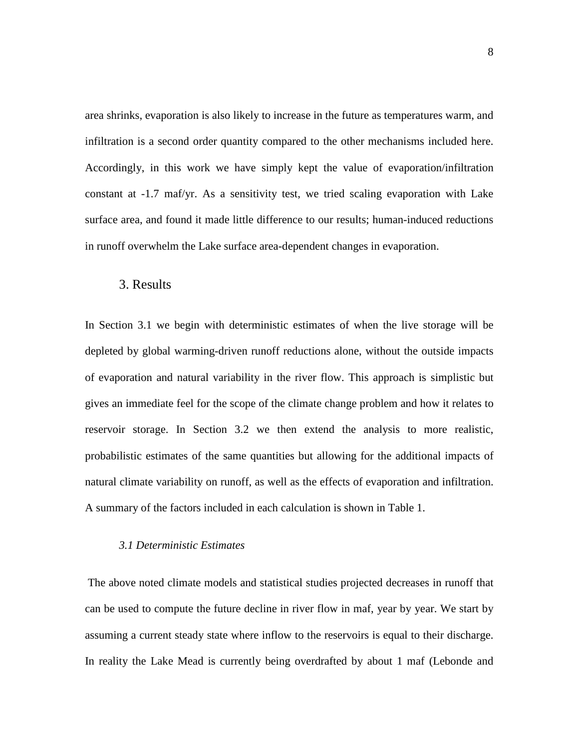area shrinks, evaporation is also likely to increase in the future as temperatures warm, and infiltration is a second order quantity compared to the other mechanisms included here. Accordingly, in this work we have simply kept the value of evaporation/infiltration constant at -1.7 maf/yr. As a sensitivity test, we tried scaling evaporation with Lake surface area, and found it made little difference to our results; human-induced reductions in runoff overwhelm the Lake surface area-dependent changes in evaporation.

## 3. Results

In Section 3.1 we begin with deterministic estimates of when the live storage will be depleted by global warming-driven runoff reductions alone, without the outside impacts of evaporation and natural variability in the river flow. This approach is simplistic but gives an immediate feel for the scope of the climate change problem and how it relates to reservoir storage. In Section 3.2 we then extend the analysis to more realistic, probabilistic estimates of the same quantities but allowing for the additional impacts of natural climate variability on runoff, as well as the effects of evaporation and infiltration. A summary of the factors included in each calculation is shown in Table 1.

### *3.1 Deterministic Estimates*

The above noted climate models and statistical studies projected decreases in runoff that can be used to compute the future decline in river flow in maf, year by year. We start by assuming a current steady state where inflow to the reservoirs is equal to their discharge. In reality the Lake Mead is currently being overdrafted by about 1 maf (Lebonde and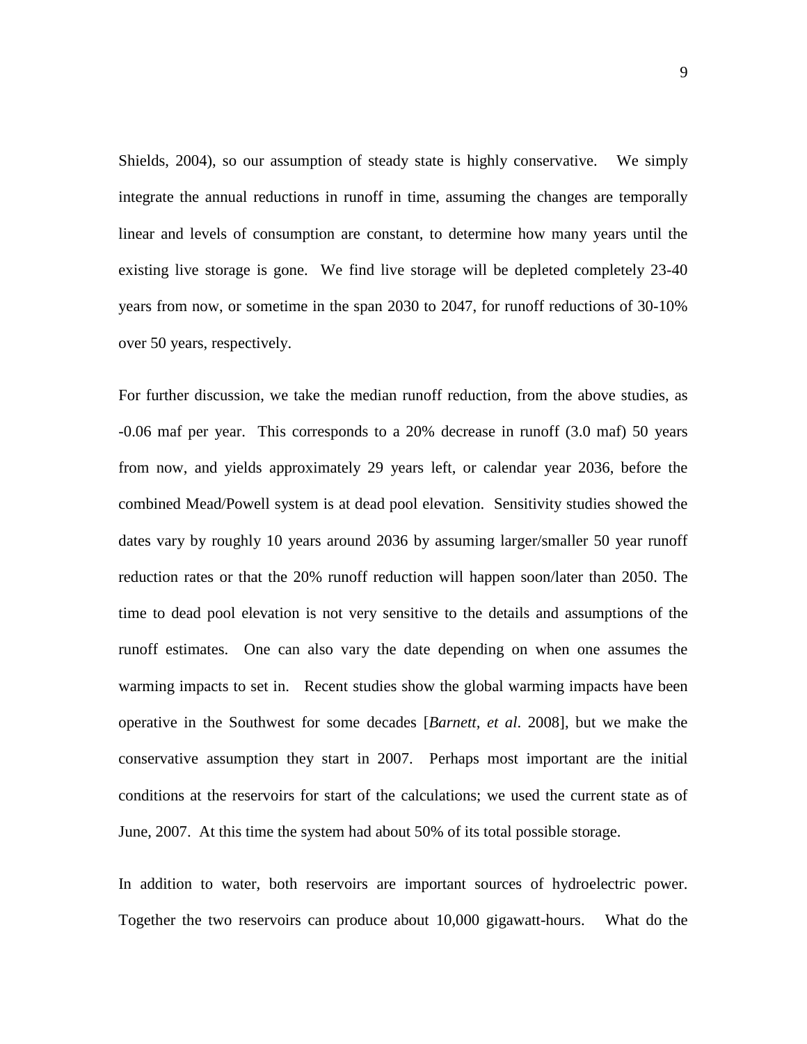Shields, 2004), so our assumption of steady state is highly conservative. We simply integrate the annual reductions in runoff in time, assuming the changes are temporally linear and levels of consumption are constant, to determine how many years until the existing live storage is gone. We find live storage will be depleted completely 23-40 years from now, or sometime in the span 2030 to 2047, for runoff reductions of 30-10% over 50 years, respectively.

For further discussion, we take the median runoff reduction, from the above studies, as -0.06 maf per year. This corresponds to a 20% decrease in runoff (3.0 maf) 50 years from now, and yields approximately 29 years left, or calendar year 2036, before the combined Mead/Powell system is at dead pool elevation. Sensitivity studies showed the dates vary by roughly 10 years around 2036 by assuming larger/smaller 50 year runoff reduction rates or that the 20% runoff reduction will happen soon/later than 2050. The time to dead pool elevation is not very sensitive to the details and assumptions of the runoff estimates. One can also vary the date depending on when one assumes the warming impacts to set in. Recent studies show the global warming impacts have been operative in the Southwest for some decades [*Barnett, et al.* 2008], but we make the conservative assumption they start in 2007. Perhaps most important are the initial conditions at the reservoirs for start of the calculations; we used the current state as of June, 2007. At this time the system had about 50% of its total possible storage.

In addition to water, both reservoirs are important sources of hydroelectric power. Together the two reservoirs can produce about 10,000 gigawatt-hours. What do the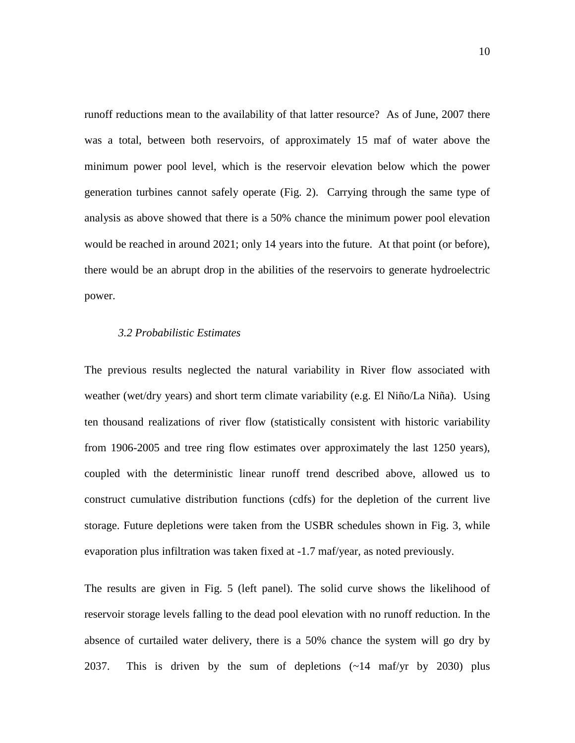runoff reductions mean to the availability of that latter resource? As of June, 2007 there was a total, between both reservoirs, of approximately 15 maf of water above the minimum power pool level, which is the reservoir elevation below which the power generation turbines cannot safely operate (Fig. 2). Carrying through the same type of analysis as above showed that there is a 50% chance the minimum power pool elevation would be reached in around 2021; only 14 years into the future. At that point (or before), there would be an abrupt drop in the abilities of the reservoirs to generate hydroelectric power.

### *3.2 Probabilistic Estimates*

The previous results neglected the natural variability in River flow associated with weather (wet/dry years) and short term climate variability (e.g. El Niño/La Niña). Using ten thousand realizations of river flow (statistically consistent with historic variability from 1906-2005 and tree ring flow estimates over approximately the last 1250 years), coupled with the deterministic linear runoff trend described above, allowed us to construct cumulative distribution functions (cdfs) for the depletion of the current live storage. Future depletions were taken from the USBR schedules shown in Fig. 3, while evaporation plus infiltration was taken fixed at -1.7 maf/year, as noted previously.

The results are given in Fig. 5 (left panel). The solid curve shows the likelihood of reservoir storage levels falling to the dead pool elevation with no runoff reduction. In the absence of curtailed water delivery, there is a 50% chance the system will go dry by 2037. This is driven by the sum of depletions (~14 maf/yr by 2030) plus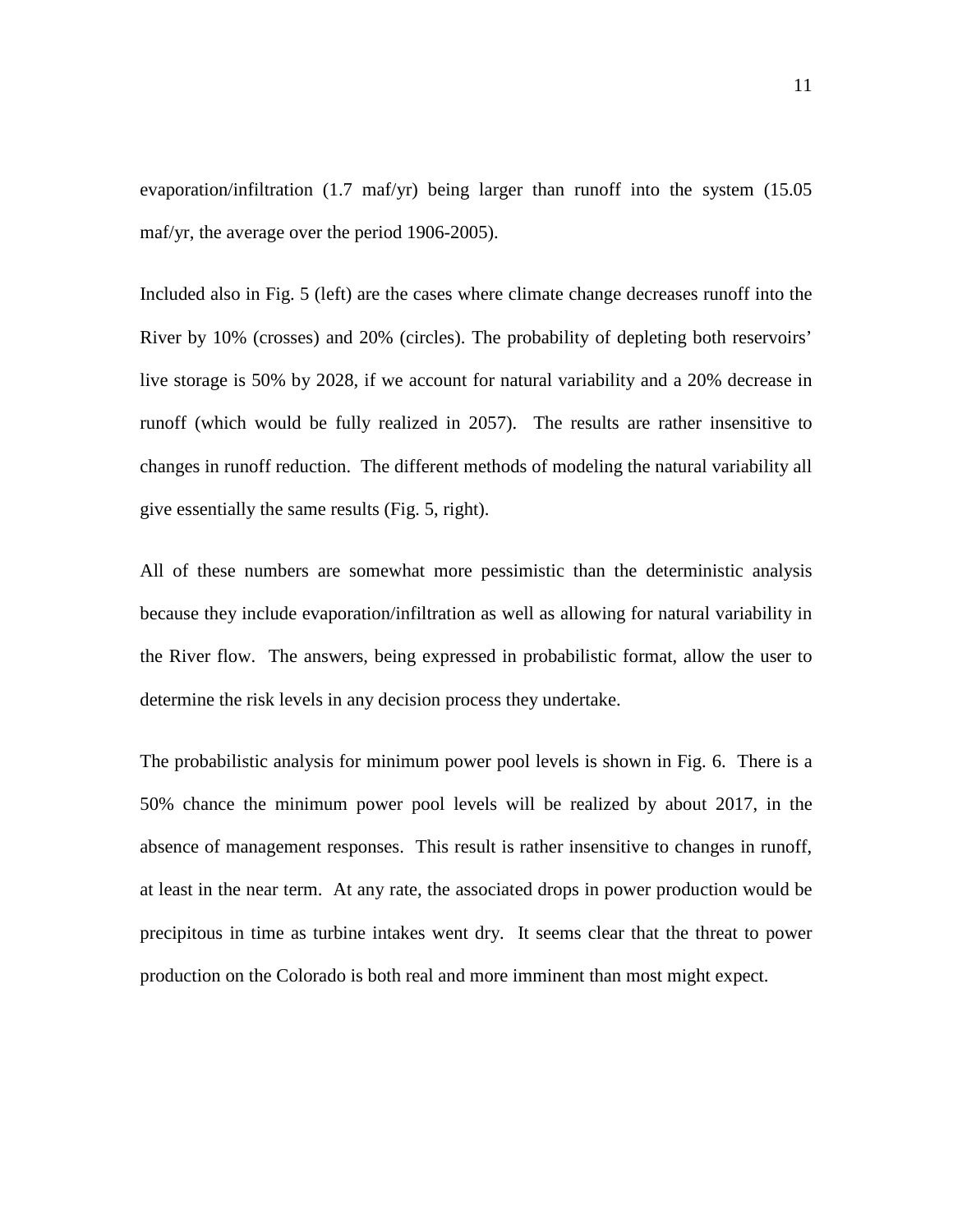evaporation/infiltration (1.7 maf/yr) being larger than runoff into the system (15.05 maf/yr, the average over the period 1906-2005).

Included also in Fig. 5 (left) are the cases where climate change decreases runoff into the River by 10% (crosses) and 20% (circles). The probability of depleting both reservoirs' live storage is 50% by 2028, if we account for natural variability and a 20% decrease in runoff (which would be fully realized in 2057). The results are rather insensitive to changes in runoff reduction. The different methods of modeling the natural variability all give essentially the same results (Fig. 5, right).

All of these numbers are somewhat more pessimistic than the deterministic analysis because they include evaporation/infiltration as well as allowing for natural variability in the River flow. The answers, being expressed in probabilistic format, allow the user to determine the risk levels in any decision process they undertake.

The probabilistic analysis for minimum power pool levels is shown in Fig. 6. There is a 50% chance the minimum power pool levels will be realized by about 2017, in the absence of management responses. This result is rather insensitive to changes in runoff, at least in the near term. At any rate, the associated drops in power production would be precipitous in time as turbine intakes went dry. It seems clear that the threat to power production on the Colorado is both real and more imminent than most might expect.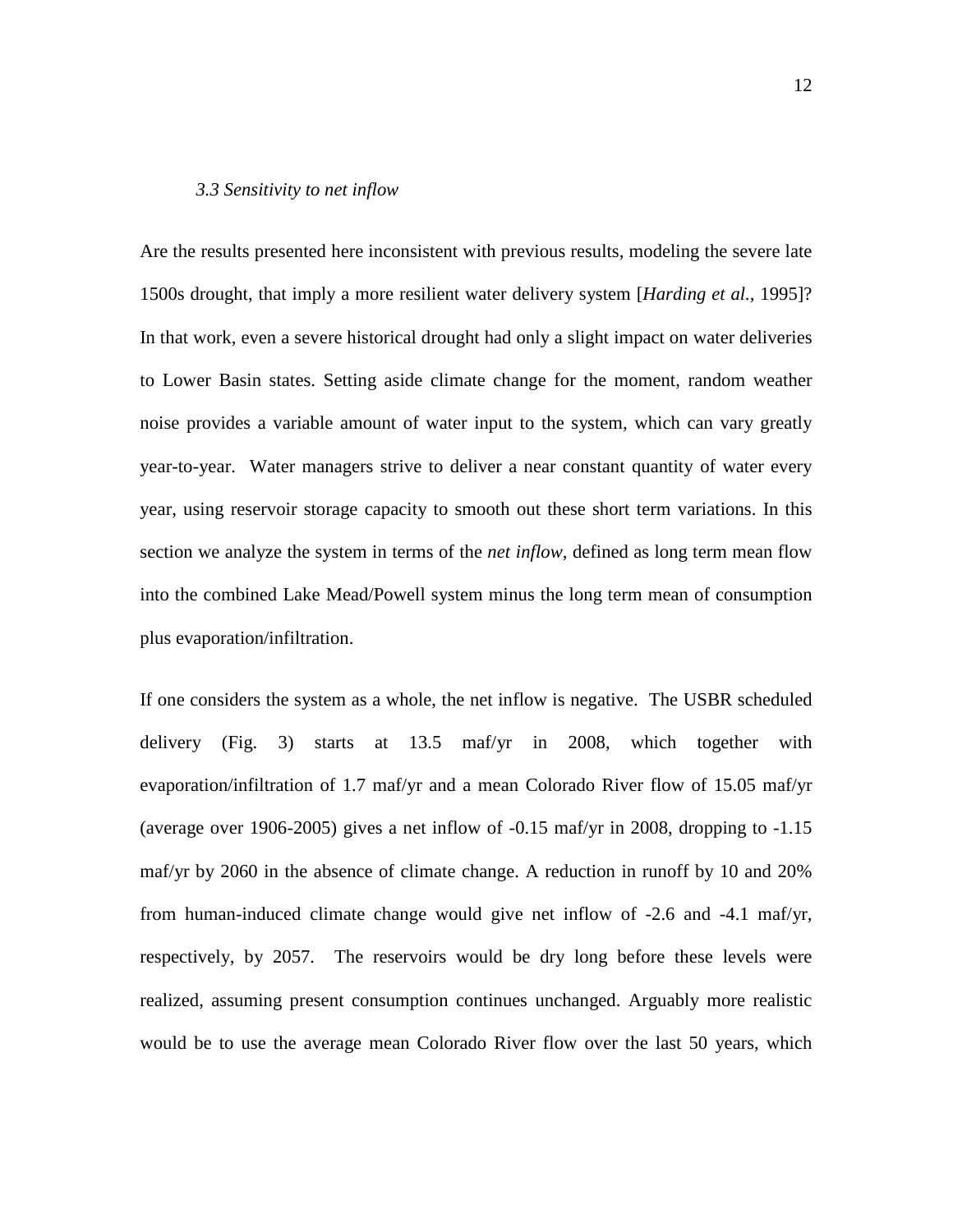### *3.3 Sensitivity to net inflow*

Are the results presented here inconsistent with previous results, modeling the severe late 1500s drought, that imply a more resilient water delivery system [*Harding et al.*, 1995]? In that work, even a severe historical drought had only a slight impact on water deliveries to Lower Basin states. Setting aside climate change for the moment, random weather noise provides a variable amount of water input to the system, which can vary greatly year-to-year. Water managers strive to deliver a near constant quantity of water every year, using reservoir storage capacity to smooth out these short term variations. In this section we analyze the system in terms of the *net inflow*, defined as long term mean flow into the combined Lake Mead/Powell system minus the long term mean of consumption plus evaporation/infiltration.

If one considers the system as a whole, the net inflow is negative. The USBR scheduled delivery (Fig. 3) starts at 13.5 maf/yr in 2008, which together with evaporation/infiltration of 1.7 maf/yr and a mean Colorado River flow of 15.05 maf/yr (average over 1906-2005) gives a net inflow of -0.15 maf/yr in 2008, dropping to -1.15 maf/yr by 2060 in the absence of climate change. A reduction in runoff by 10 and 20% from human-induced climate change would give net inflow of -2.6 and -4.1 maf/yr, respectively, by 2057. The reservoirs would be dry long before these levels were realized, assuming present consumption continues unchanged. Arguably more realistic would be to use the average mean Colorado River flow over the last 50 years, which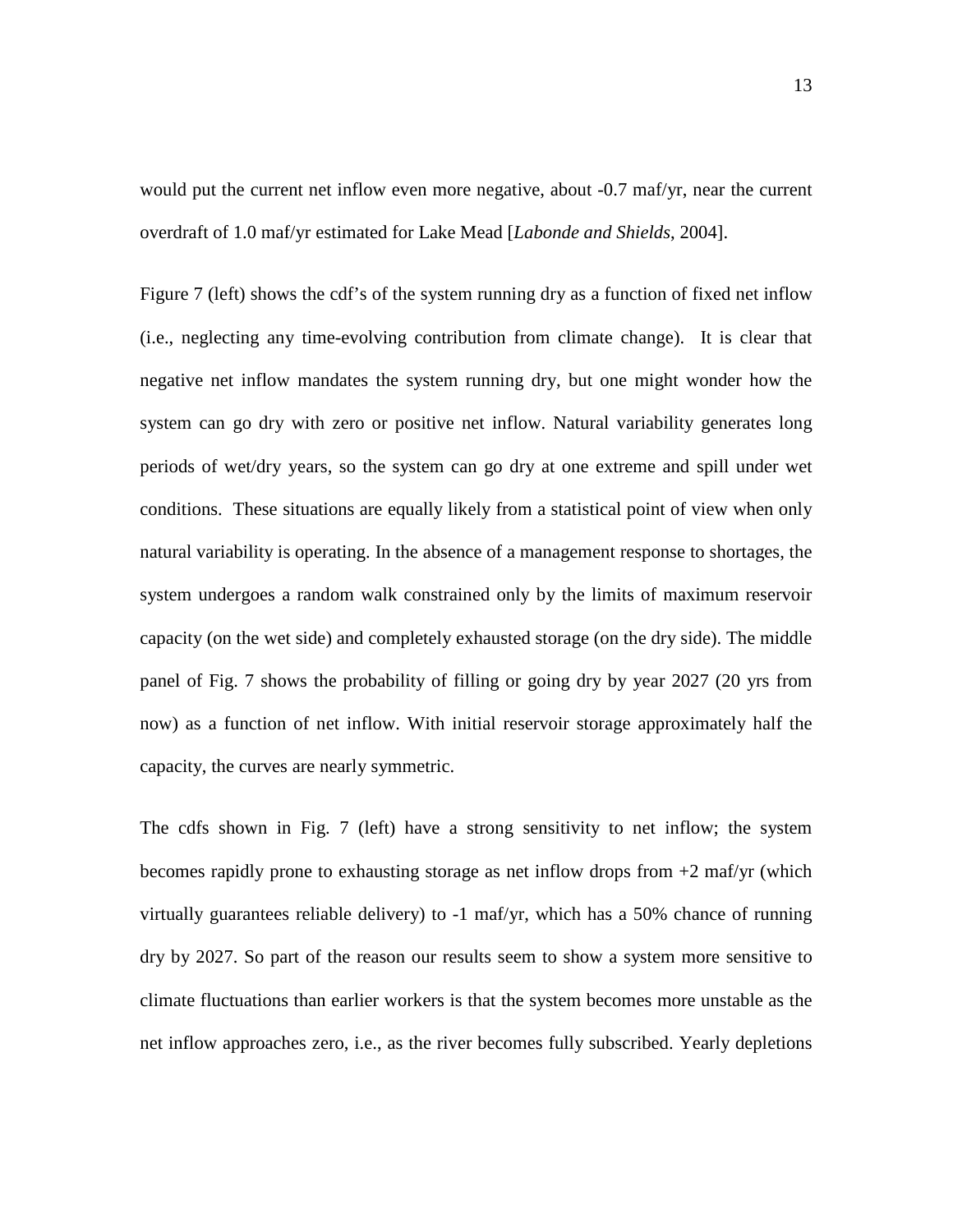would put the current net inflow even more negative, about -0.7 maf/yr, near the current overdraft of 1.0 maf/yr estimated for Lake Mead [*Labonde and Shields*, 2004].

Figure 7 (left) shows the cdf's of the system running dry as a function of fixed net inflow (i.e., neglecting any time-evolving contribution from climate change). It is clear that negative net inflow mandates the system running dry, but one might wonder how the system can go dry with zero or positive net inflow. Natural variability generates long periods of wet/dry years, so the system can go dry at one extreme and spill under wet conditions. These situations are equally likely from a statistical point of view when only natural variability is operating. In the absence of a management response to shortages, the system undergoes a random walk constrained only by the limits of maximum reservoir capacity (on the wet side) and completely exhausted storage (on the dry side). The middle panel of Fig. 7 shows the probability of filling or going dry by year 2027 (20 yrs from now) as a function of net inflow. With initial reservoir storage approximately half the capacity, the curves are nearly symmetric.

The cdfs shown in Fig. 7 (left) have a strong sensitivity to net inflow; the system becomes rapidly prone to exhausting storage as net inflow drops from +2 maf/yr (which virtually guarantees reliable delivery) to -1 maf/yr, which has a 50% chance of running dry by 2027. So part of the reason our results seem to show a system more sensitive to climate fluctuations than earlier workers is that the system becomes more unstable as the net inflow approaches zero, i.e., as the river becomes fully subscribed. Yearly depletions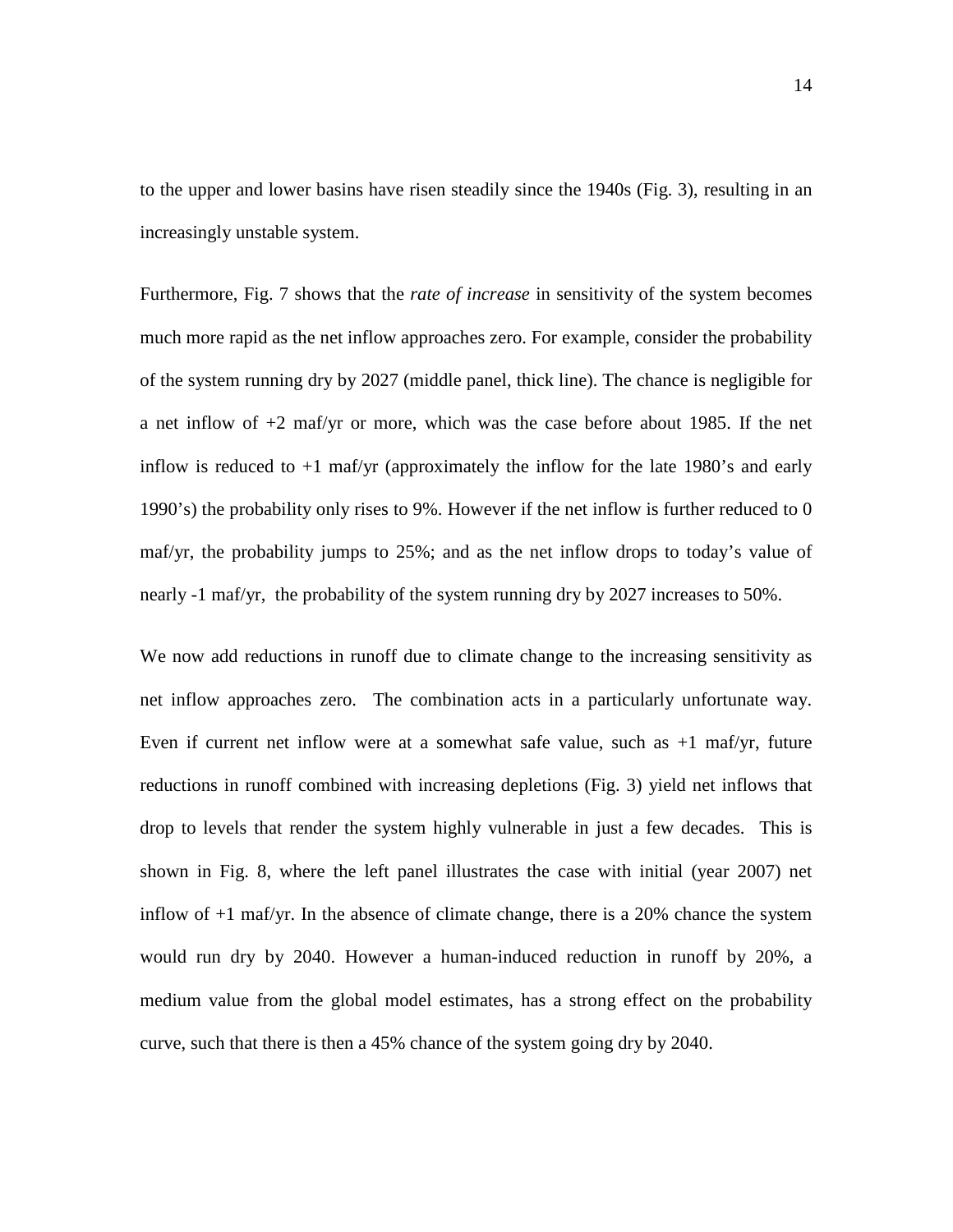to the upper and lower basins have risen steadily since the 1940s (Fig. 3), resulting in an increasingly unstable system.

Furthermore, Fig. 7 shows that the *rate of increase* in sensitivity of the system becomes much more rapid as the net inflow approaches zero. For example, consider the probability of the system running dry by 2027 (middle panel, thick line). The chance is negligible for a net inflow of +2 maf/yr or more, which was the case before about 1985. If the net inflow is reduced to +1 maf/yr (approximately the inflow for the late 1980's and early 1990's) the probability only rises to 9%. However if the net inflow is further reduced to 0 maf/yr, the probability jumps to 25%; and as the net inflow drops to today's value of nearly -1 maf/yr, the probability of the system running dry by 2027 increases to 50%.

We now add reductions in runoff due to climate change to the increasing sensitivity as net inflow approaches zero. The combination acts in a particularly unfortunate way. Even if current net inflow were at a somewhat safe value, such as +1 maf/yr, future reductions in runoff combined with increasing depletions (Fig. 3) yield net inflows that drop to levels that render the system highly vulnerable in just a few decades. This is shown in Fig. 8, where the left panel illustrates the case with initial (year 2007) net inflow of +1 maf/yr. In the absence of climate change, there is a 20% chance the system would run dry by 2040. However a human-induced reduction in runoff by 20%, a medium value from the global model estimates, has a strong effect on the probability curve, such that there is then a 45% chance of the system going dry by 2040.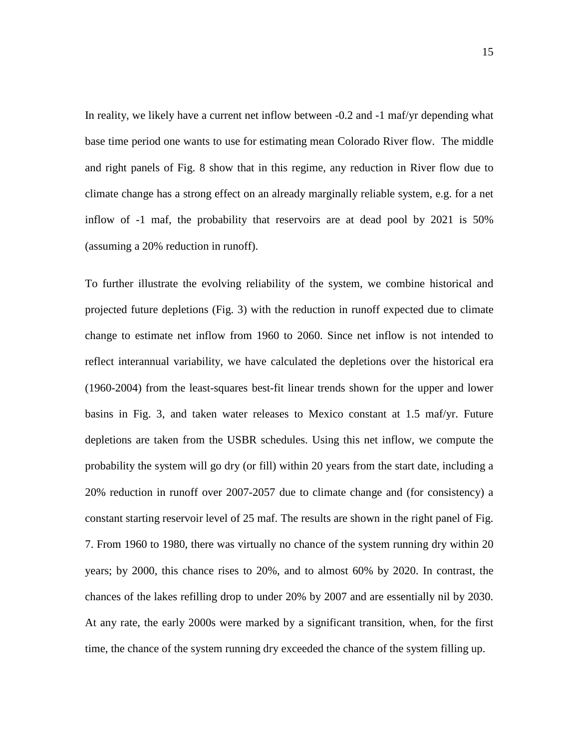In reality, we likely have a current net inflow between -0.2 and -1 maf/yr depending what base time period one wants to use for estimating mean Colorado River flow. The middle and right panels of Fig. 8 show that in this regime, any reduction in River flow due to climate change has a strong effect on an already marginally reliable system, e.g. for a net inflow of -1 maf, the probability that reservoirs are at dead pool by 2021 is 50% (assuming a 20% reduction in runoff).

To further illustrate the evolving reliability of the system, we combine historical and projected future depletions (Fig. 3) with the reduction in runoff expected due to climate change to estimate net inflow from 1960 to 2060. Since net inflow is not intended to reflect interannual variability, we have calculated the depletions over the historical era (1960-2004) from the least-squares best-fit linear trends shown for the upper and lower basins in Fig. 3, and taken water releases to Mexico constant at 1.5 maf/yr. Future depletions are taken from the USBR schedules. Using this net inflow, we compute the probability the system will go dry (or fill) within 20 years from the start date, including a 20% reduction in runoff over 2007-2057 due to climate change and (for consistency) a constant starting reservoir level of 25 maf. The results are shown in the right panel of Fig. 7. From 1960 to 1980, there was virtually no chance of the system running dry within 20 years; by 2000, this chance rises to 20%, and to almost 60% by 2020. In contrast, the chances of the lakes refilling drop to under 20% by 2007 and are essentially nil by 2030. At any rate, the early 2000s were marked by a significant transition, when, for the first time, the chance of the system running dry exceeded the chance of the system filling up.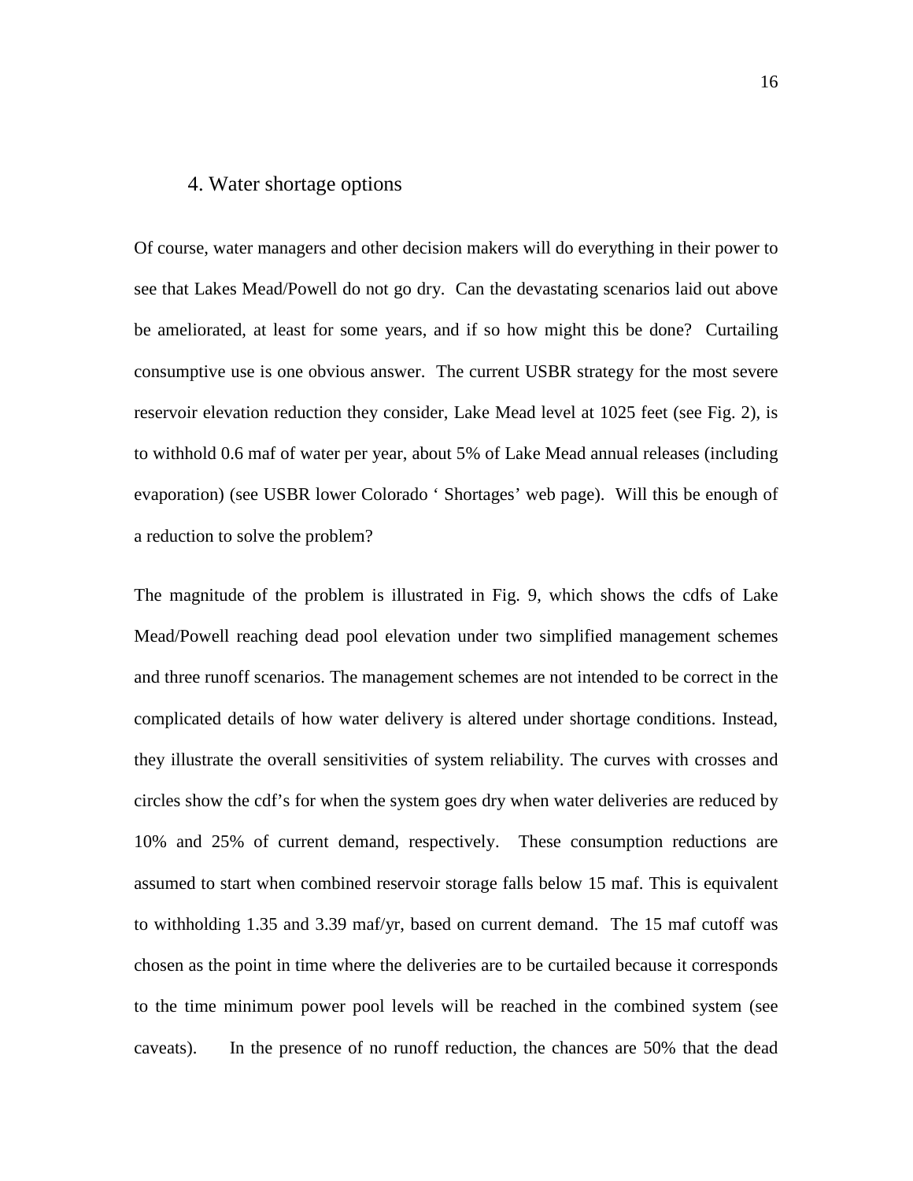## 4. Water shortage options

Of course, water managers and other decision makers will do everything in their power to see that Lakes Mead/Powell do not go dry. Can the devastating scenarios laid out above be ameliorated, at least for some years, and if so how might this be done? Curtailing consumptive use is one obvious answer. The current USBR strategy for the most severe reservoir elevation reduction they consider, Lake Mead level at 1025 feet (see Fig. 2), is to withhold 0.6 maf of water per year, about 5% of Lake Mead annual releases (including evaporation) (see USBR lower Colorado ' Shortages' web page). Will this be enough of a reduction to solve the problem?

The magnitude of the problem is illustrated in Fig. 9, which shows the cdfs of Lake Mead/Powell reaching dead pool elevation under two simplified management schemes and three runoff scenarios. The management schemes are not intended to be correct in the complicated details of how water delivery is altered under shortage conditions. Instead, they illustrate the overall sensitivities of system reliability. The curves with crosses and circles show the cdf's for when the system goes dry when water deliveries are reduced by 10% and 25% of current demand, respectively. These consumption reductions are assumed to start when combined reservoir storage falls below 15 maf. This is equivalent to withholding 1.35 and 3.39 maf/yr, based on current demand. The 15 maf cutoff was chosen as the point in time where the deliveries are to be curtailed because it corresponds to the time minimum power pool levels will be reached in the combined system (see caveats). In the presence of no runoff reduction, the chances are 50% that the dead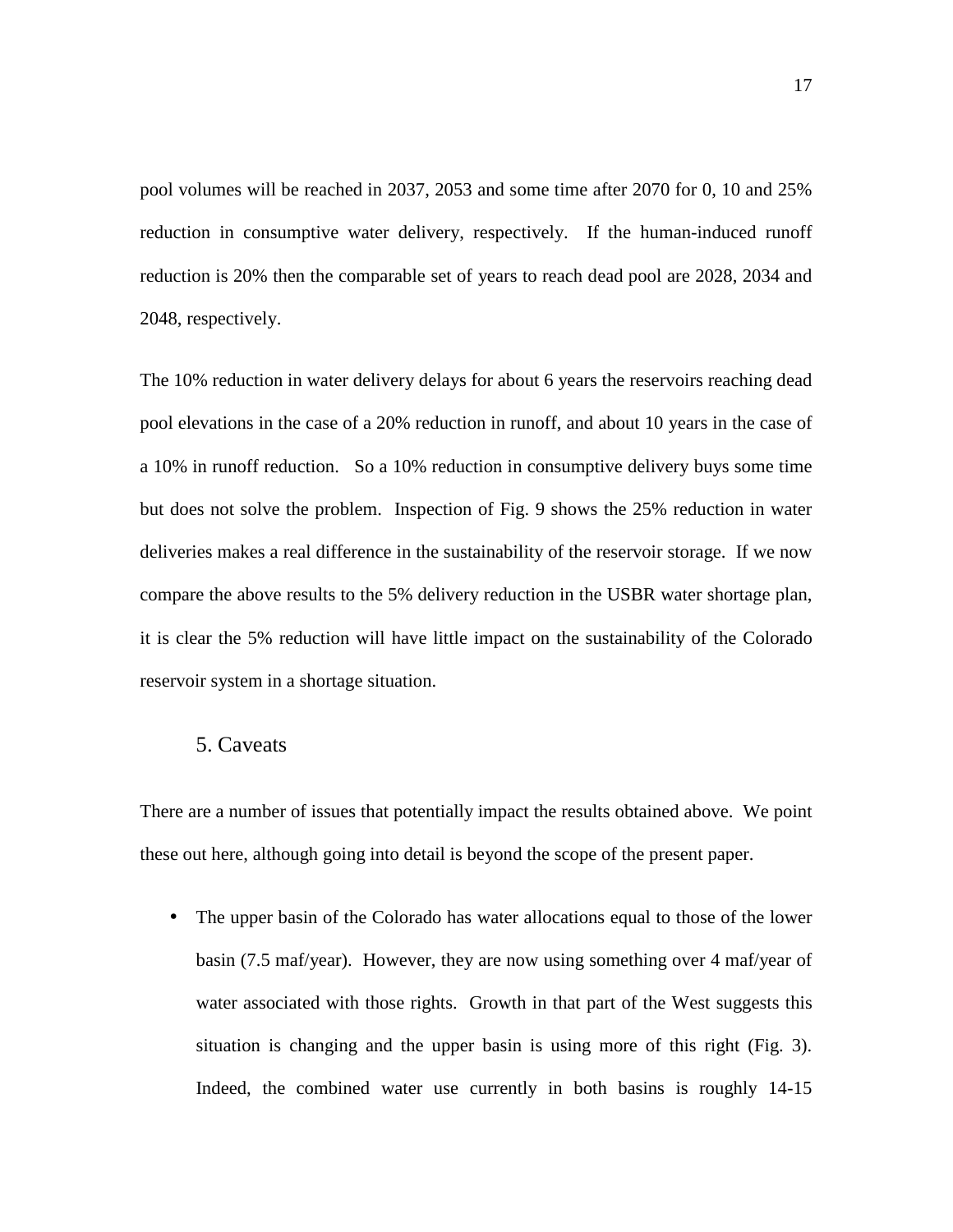pool volumes will be reached in 2037, 2053 and some time after 2070 for 0, 10 and 25% reduction in consumptive water delivery, respectively. If the human-induced runoff reduction is 20% then the comparable set of years to reach dead pool are 2028, 2034 and 2048, respectively.

The 10% reduction in water delivery delays for about 6 years the reservoirs reaching dead pool elevations in the case of a 20% reduction in runoff, and about 10 years in the case of a 10% in runoff reduction. So a 10% reduction in consumptive delivery buys some time but does not solve the problem. Inspection of Fig. 9 shows the 25% reduction in water deliveries makes a real difference in the sustainability of the reservoir storage. If we now compare the above results to the 5% delivery reduction in the USBR water shortage plan, it is clear the 5% reduction will have little impact on the sustainability of the Colorado reservoir system in a shortage situation.

## 5. Caveats

There are a number of issues that potentially impact the results obtained above. We point these out here, although going into detail is beyond the scope of the present paper.

- The upper basin of the Colorado has water allocations equal to those of the lower basin (7.5 maf/year). However, they are now using something over 4 maf/year of water associated with those rights. Growth in that part of the West suggests this situation is changing and the upper basin is using more of this right (Fig. 3). Indeed, the combined water use currently in both basins is roughly 14-15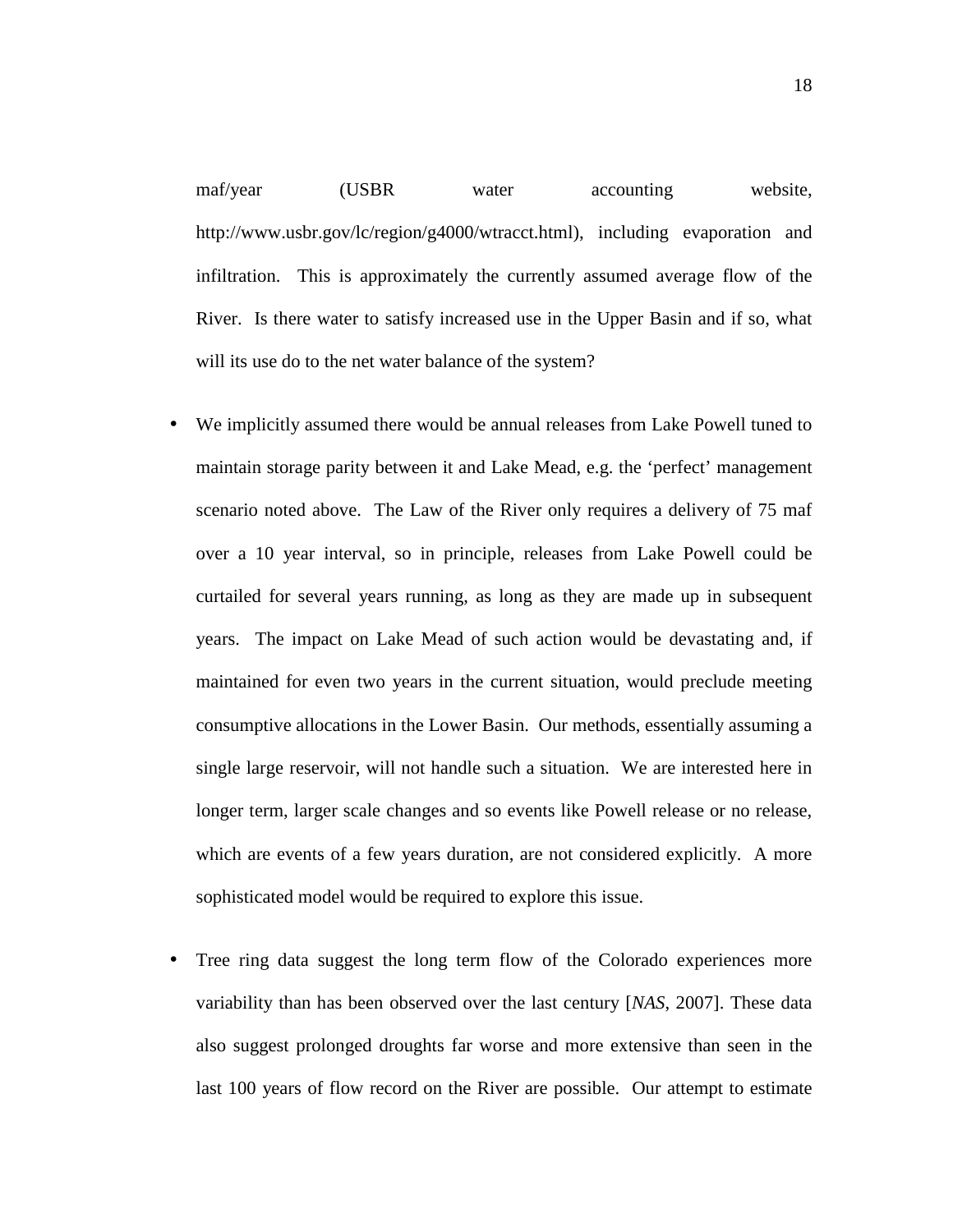maf/year (USBR water accounting website, http://www.usbr.gov/lc/region/g4000/wtracct.html), including evaporation and infiltration. This is approximately the currently assumed average flow of the River. Is there water to satisfy increased use in the Upper Basin and if so, what will its use do to the net water balance of the system?

- We implicitly assumed there would be annual releases from Lake Powell tuned to maintain storage parity between it and Lake Mead, e.g. the 'perfect' management scenario noted above. The Law of the River only requires a delivery of 75 maf over a 10 year interval, so in principle, releases from Lake Powell could be curtailed for several years running, as long as they are made up in subsequent years. The impact on Lake Mead of such action would be devastating and, if maintained for even two years in the current situation, would preclude meeting consumptive allocations in the Lower Basin. Our methods, essentially assuming a single large reservoir, will not handle such a situation. We are interested here in longer term, larger scale changes and so events like Powell release or no release, which are events of a few years duration, are not considered explicitly. A more sophisticated model would be required to explore this issue.

- Tree ring data suggest the long term flow of the Colorado experiences more variability than has been observed over the last century [*NAS*, 2007]. These data also suggest prolonged droughts far worse and more extensive than seen in the last 100 years of flow record on the River are possible. Our attempt to estimate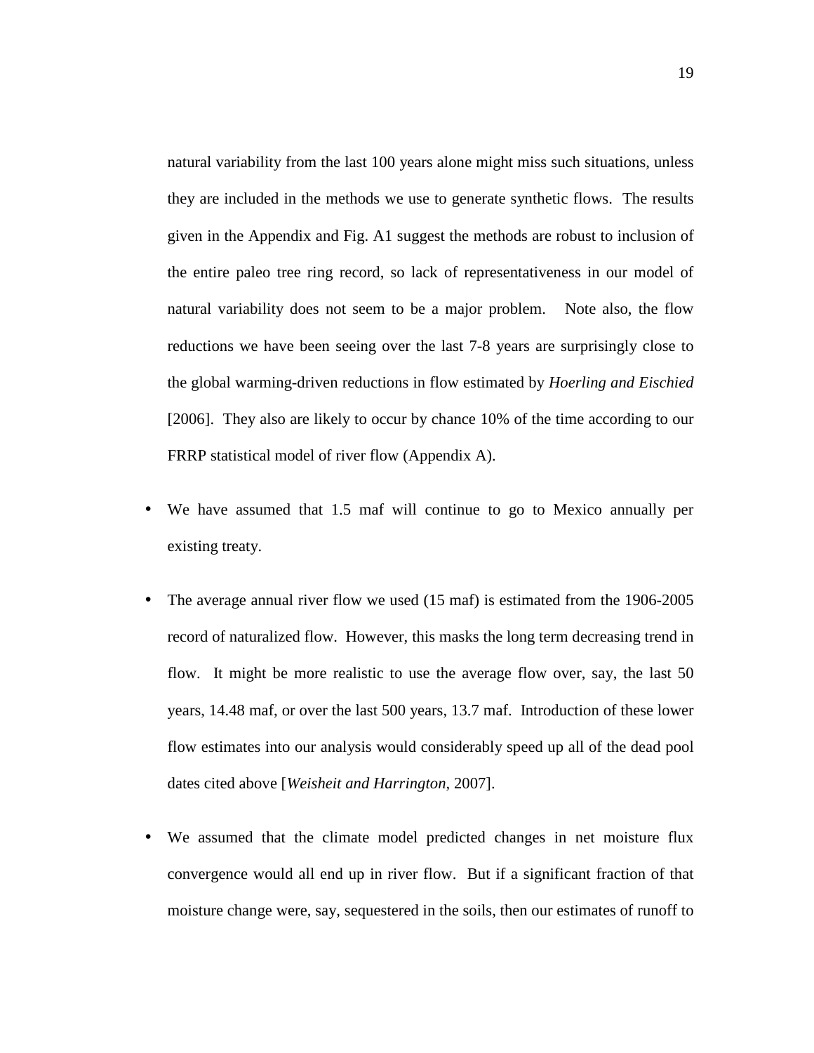natural variability from the last 100 years alone might miss such situations, unless they are included in the methods we use to generate synthetic flows. The results given in the Appendix and Fig. A1 suggest the methods are robust to inclusion of the entire paleo tree ring record, so lack of representativeness in our model of natural variability does not seem to be a major problem. Note also, the flow reductions we have been seeing over the last 7-8 years are surprisingly close to the global warming-driven reductions in flow estimated by *Hoerling and Eischied* [2006]. They also are likely to occur by chance 10% of the time according to our FRRP statistical model of river flow (Appendix A).

- We have assumed that 1.5 maf will continue to go to Mexico annually per existing treaty.

- The average annual river flow we used (15 maf) is estimated from the 1906-2005 record of naturalized flow. However, this masks the long term decreasing trend in flow. It might be more realistic to use the average flow over, say, the last 50 years, 14.48 maf, or over the last 500 years, 13.7 maf. Introduction of these lower flow estimates into our analysis would considerably speed up all of the dead pool dates cited above [*Weisheit and Harrington*, 2007].

- We assumed that the climate model predicted changes in net moisture flux convergence would all end up in river flow. But if a significant fraction of that moisture change were, say, sequestered in the soils, then our estimates of runoff to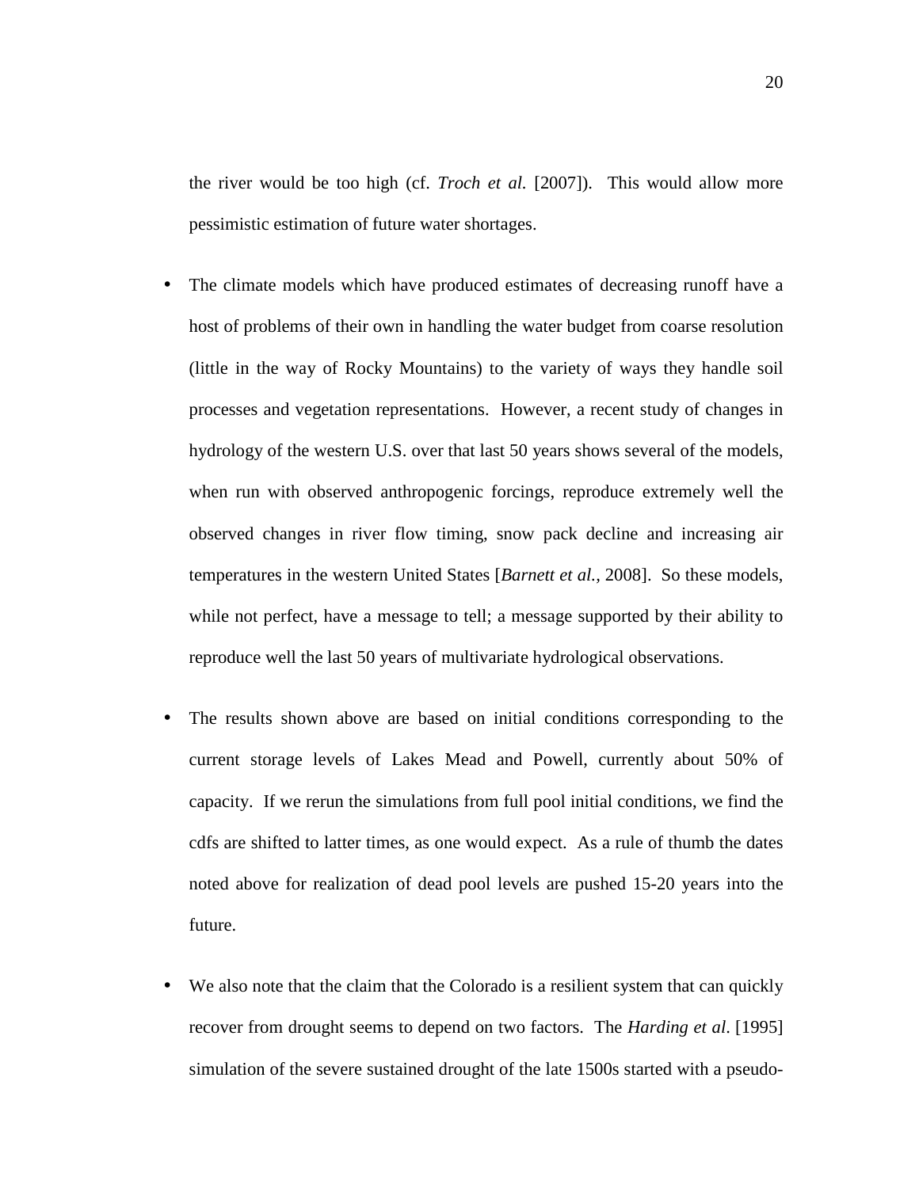the river would be too high (cf. *Troch et al.* [2007]). This would allow more pessimistic estimation of future water shortages.

- The climate models which have produced estimates of decreasing runoff have a host of problems of their own in handling the water budget from coarse resolution (little in the way of Rocky Mountains) to the variety of ways they handle soil processes and vegetation representations. However, a recent study of changes in hydrology of the western U.S. over that last 50 years shows several of the models, when run with observed anthropogenic forcings, reproduce extremely well the observed changes in river flow timing, snow pack decline and increasing air temperatures in the western United States [*Barnett et al.*, 2008]. So these models, while not perfect, have a message to tell; a message supported by their ability to reproduce well the last 50 years of multivariate hydrological observations.

- The results shown above are based on initial conditions corresponding to the current storage levels of Lakes Mead and Powell, currently about 50% of capacity. If we rerun the simulations from full pool initial conditions, we find the cdfs are shifted to latter times, as one would expect. As a rule of thumb the dates noted above for realization of dead pool levels are pushed 15-20 years into the future.

- We also note that the claim that the Colorado is a resilient system that can quickly recover from drought seems to depend on two factors. The *Harding et al*. [1995] simulation of the severe sustained drought of the late 1500s started with a pseudo-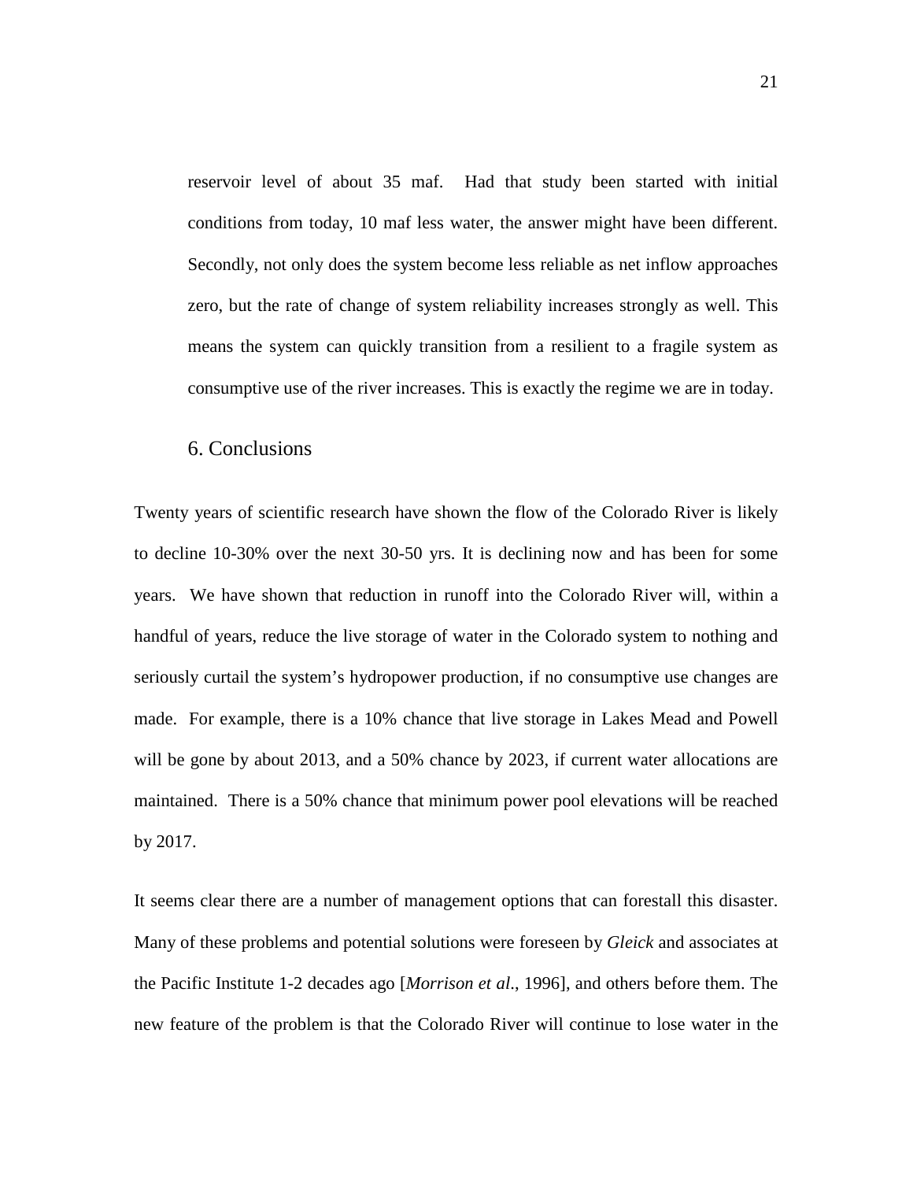reservoir level of about 35 maf. Had that study been started with initial conditions from today, 10 maf less water, the answer might have been different. Secondly, not only does the system become less reliable as net inflow approaches zero, but the rate of change of system reliability increases strongly as well. This means the system can quickly transition from a resilient to a fragile system as consumptive use of the river increases. This is exactly the regime we are in today.

## 6. Conclusions

Twenty years of scientific research have shown the flow of the Colorado River is likely to decline 10-30% over the next 30-50 yrs. It is declining now and has been for some years. We have shown that reduction in runoff into the Colorado River will, within a handful of years, reduce the live storage of water in the Colorado system to nothing and seriously curtail the system's hydropower production, if no consumptive use changes are made. For example, there is a 10% chance that live storage in Lakes Mead and Powell will be gone by about 2013, and a 50% chance by 2023, if current water allocations are maintained. There is a 50% chance that minimum power pool elevations will be reached by 2017.

It seems clear there are a number of management options that can forestall this disaster. Many of these problems and potential solutions were foreseen by *Gleick* and associates at the Pacific Institute 1-2 decades ago [*Morrison et al*., 1996], and others before them. The new feature of the problem is that the Colorado River will continue to lose water in the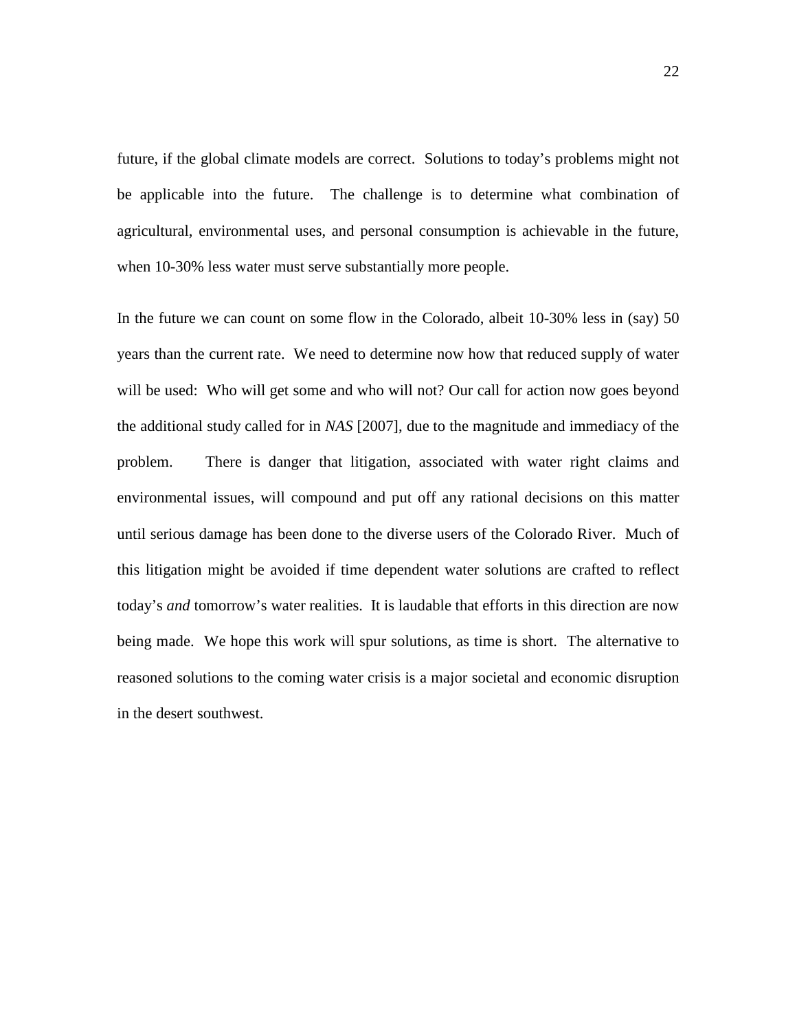future, if the global climate models are correct. Solutions to today's problems might not be applicable into the future. The challenge is to determine what combination of agricultural, environmental uses, and personal consumption is achievable in the future, when 10-30% less water must serve substantially more people.

In the future we can count on some flow in the Colorado, albeit 10-30% less in (say) 50 years than the current rate. We need to determine now how that reduced supply of water will be used: Who will get some and who will not? Our call for action now goes beyond the additional study called for in *NAS* [2007], due to the magnitude and immediacy of the problem. There is danger that litigation, associated with water right claims and environmental issues, will compound and put off any rational decisions on this matter until serious damage has been done to the diverse users of the Colorado River. Much of this litigation might be avoided if time dependent water solutions are crafted to reflect today's *and* tomorrow's water realities. It is laudable that efforts in this direction are now being made. We hope this work will spur solutions, as time is short. The alternative to reasoned solutions to the coming water crisis is a major societal and economic disruption in the desert southwest.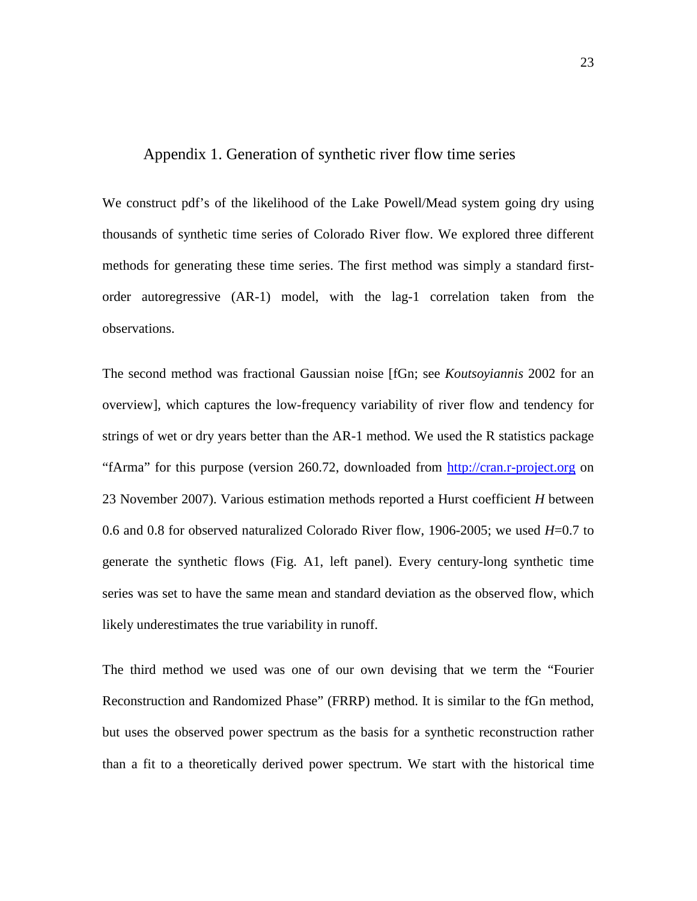## Appendix 1. Generation of synthetic river flow time series

We construct pdf's of the likelihood of the Lake Powell/Mead system going dry using thousands of synthetic time series of Colorado River flow. We explored three different methods for generating these time series. The first method was simply a standard first-order autoregressive (AR-1) model, with the lag-1 correlation taken from the observations.

The second method was fractional Gaussian noise [fGn; see *Koutsoyiannis* 2002 for an overview], which captures the low-frequency variability of river flow and tendency for strings of wet or dry years better than the AR-1 method. We used the R statistics package "fArma" for this purpose (version 260.72, downloaded from http://cran.r-project.org on 23 November 2007). Various estimation methods reported a Hurst coefficient $H$ between 0.6 and 0.8 for observed naturalized Colorado River flow, 1906-2005; we used $H$=0.7 to generate the synthetic flows (Fig. A1, left panel). Every century-long synthetic time series was set to have the same mean and standard deviation as the observed flow, which likely underestimates the true variability in runoff.

The third method we used was one of our own devising that we term the "Fourier Reconstruction and Randomized Phase" (FRRP) method. It is similar to the fGn method, but uses the observed power spectrum as the basis for a synthetic reconstruction rather than a fit to a theoretically derived power spectrum. We start with the historical time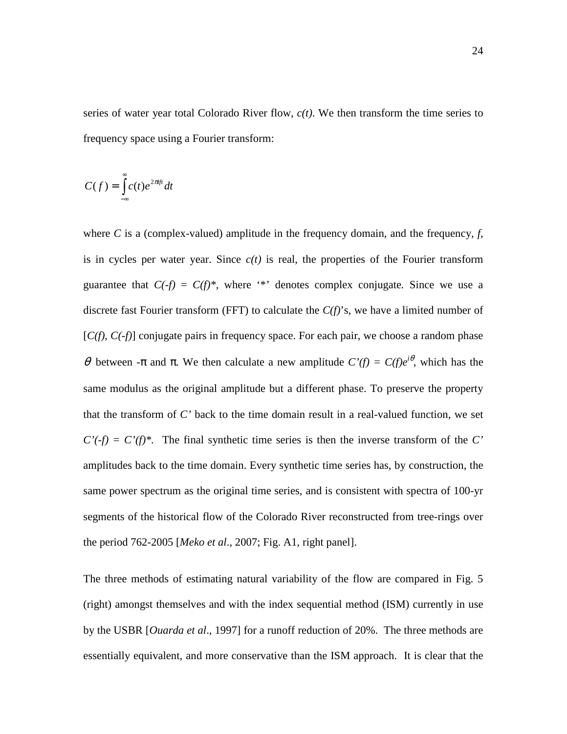series of water year total Colorado River flow, $c(t)$. We then transform the time series to frequency space using a Fourier transform:

$$C(f) = \int_{-\infty}^{\infty} c(t) e^{2\pi i f t} dt$$

where $C$ is a (complex-valued) amplitude in the frequency domain, and the frequency, $f$, is in cycles per water year. Since $c(t)$ is real, the properties of the Fourier transform guarantee that $C(-f) = C(f)^*$, where '*' denotes complex conjugate. Since we use a discrete fast Fourier transform (FFT) to calculate the $C(f)$'s, we have a limited number of [$C(f)$, $C(-f)$] conjugate pairs in frequency space. For each pair, we choose a random phase $\theta$ between $-\pi$ and $\pi$. We then calculate a new amplitude $C'(f) = C(f)e^{i\theta}$, which has the same modulus as the original amplitude but a different phase. To preserve the property that the transform of $C'$ back to the time domain result in a real-valued function, we set $C'(-f) = C'(f)^*$. The final synthetic time series is then the inverse transform of the $C'$ amplitudes back to the time domain. Every synthetic time series has, by construction, the same power spectrum as the original time series, and is consistent with spectra of 100-yr segments of the historical flow of the Colorado River reconstructed from tree-rings over the period 762-2005 [*Meko et al*., 2007; Fig. A1, right panel].

The three methods of estimating natural variability of the flow are compared in Fig. 5 (right) amongst themselves and with the index sequential method (ISM) currently in use by the USBR [*Ouarda et al*., 1997] for a runoff reduction of 20%. The three methods are essentially equivalent, and more conservative than the ISM approach. It is clear that the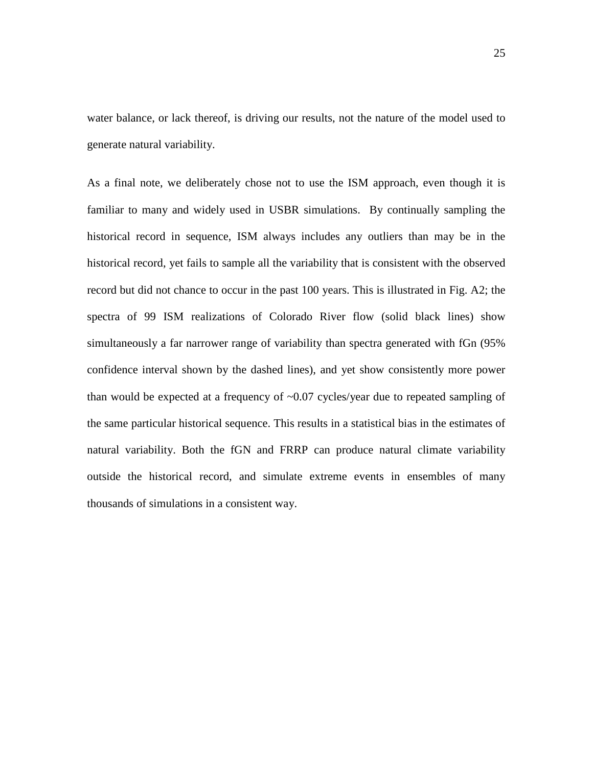water balance, or lack thereof, is driving our results, not the nature of the model used to generate natural variability.

As a final note, we deliberately chose not to use the ISM approach, even though it is familiar to many and widely used in USBR simulations. By continually sampling the historical record in sequence, ISM always includes any outliers than may be in the historical record, yet fails to sample all the variability that is consistent with the observed record but did not chance to occur in the past 100 years. This is illustrated in Fig. A2; the spectra of 99 ISM realizations of Colorado River flow (solid black lines) show simultaneously a far narrower range of variability than spectra generated with fGn (95% confidence interval shown by the dashed lines), and yet show consistently more power than would be expected at a frequency of ~0.07 cycles/year due to repeated sampling of the same particular historical sequence. This results in a statistical bias in the estimates of natural variability. Both the fGN and FRRP can produce natural climate variability outside the historical record, and simulate extreme events in ensembles of many thousands of simulations in a consistent way.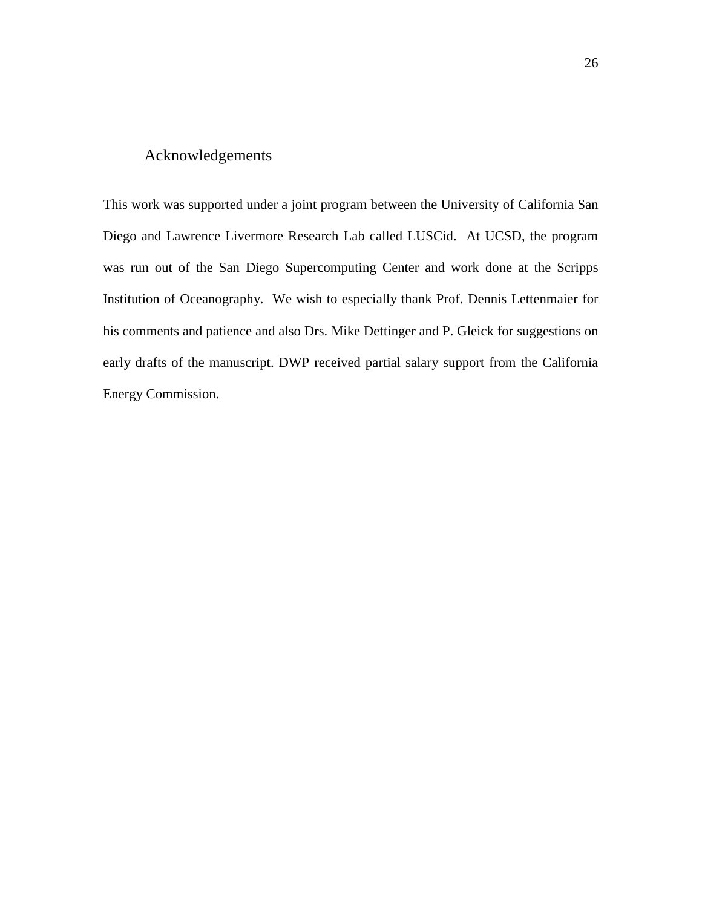## Acknowledgements

This work was supported under a joint program between the University of California San Diego and Lawrence Livermore Research Lab called LUSCid. At UCSD, the program was run out of the San Diego Supercomputing Center and work done at the Scripps Institution of Oceanography. We wish to especially thank Prof. Dennis Lettenmaier for his comments and patience and also Drs. Mike Dettinger and P. Gleick for suggestions on early drafts of the manuscript. DWP received partial salary support from the California Energy Commission.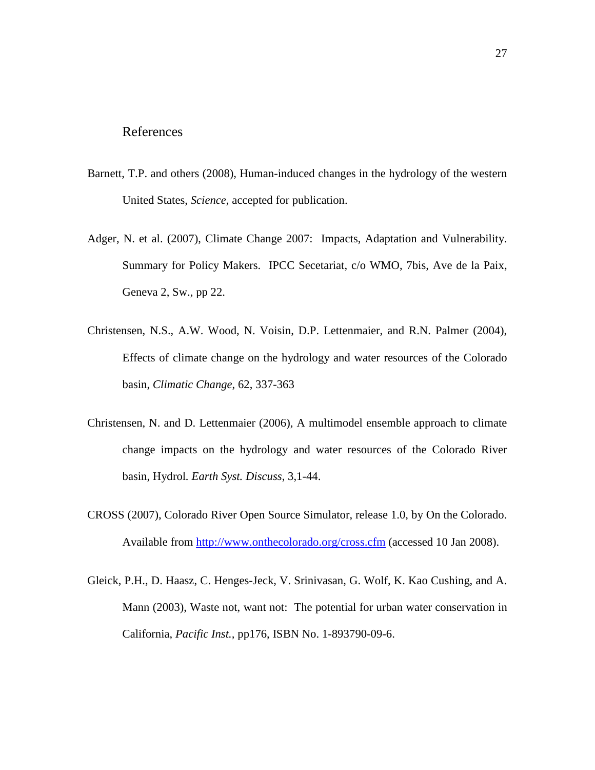# References

Barnett, T.P. and others (2008), Human-induced changes in the hydrology of the western United States, *Science*, accepted for publication.

Adger, N. et al. (2007), Climate Change 2007: Impacts, Adaptation and Vulnerability. Summary for Policy Makers. IPCC Secetariat, c/o WMO, 7bis, Ave de la Paix, Geneva 2, Sw., pp 22.

Christensen, N.S., A.W. Wood, N. Voisin, D.P. Lettenmaier, and R.N. Palmer (2004), Effects of climate change on the hydrology and water resources of the Colorado basin, *Climatic Change*, 62, 337-363

Christensen, N. and D. Lettenmaier (2006), A multimodel ensemble approach to climate change impacts on the hydrology and water resources of the Colorado River basin, Hydrol. *Earth Syst. Discuss*, 3,1-44.

CROSS (2007), Colorado River Open Source Simulator, release 1.0, by On the Colorado. Available from http://www.onthecolorado.org/cross.cfm (accessed 10 Jan 2008).

Gleick, P.H., D. Haasz, C. Henges-Jeck, V. Srinivasan, G. Wolf, K. Kao Cushing, and A. Mann (2003), Waste not, want not: The potential for urban water conservation in California, *Pacific Inst.*, pp176, ISBN No. 1-893790-09-6.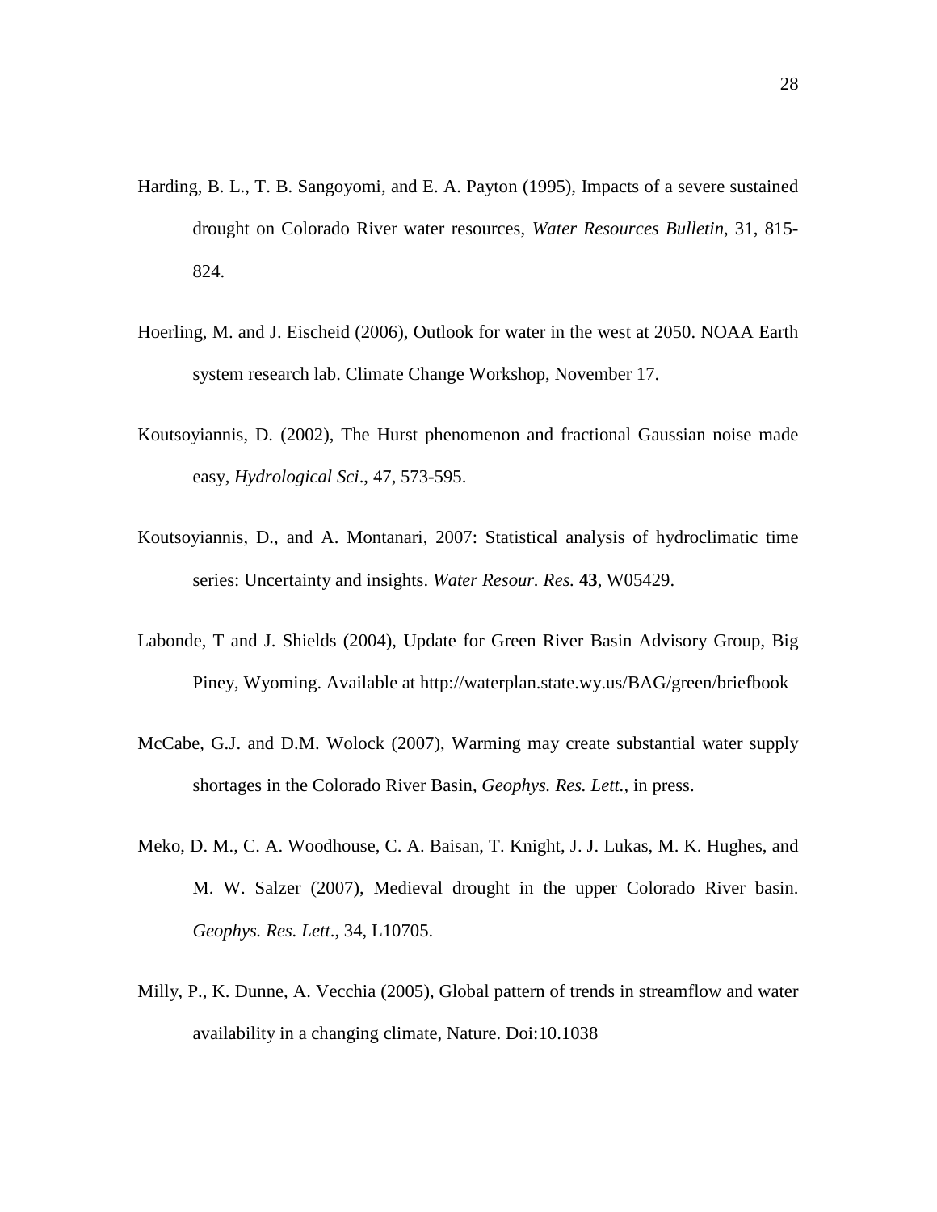Harding, B. L., T. B. Sangoyomi, and E. A. Payton (1995), Impacts of a severe sustained drought on Colorado River water resources, *Water Resources Bulletin*, 31, 815-824.

Hoerling, M. and J. Eischeid (2006), Outlook for water in the west at 2050. NOAA Earth system research lab. Climate Change Workshop, November 17.

Koutsoyiannis, D. (2002), The Hurst phenomenon and fractional Gaussian noise made easy, *Hydrological Sci*., 47, 573-595.

Koutsoyiannis, D., and A. Montanari, 2007: Statistical analysis of hydroclimatic time series: Uncertainty and insights. *Water Resour. Res.* **43**, W05429.

Labonde, T and J. Shields (2004), Update for Green River Basin Advisory Group, Big Piney, Wyoming. Available at http://waterplan.state.wy.us/BAG/green/briefbook

McCabe, G.J. and D.M. Wolock (2007), Warming may create substantial water supply shortages in the Colorado River Basin, *Geophys. Res. Lett.*, in press.

Meko, D. M., C. A. Woodhouse, C. A. Baisan, T. Knight, J. J. Lukas, M. K. Hughes, and M. W. Salzer (2007), Medieval drought in the upper Colorado River basin. *Geophys. Res. Lett*., 34, L10705.

Milly, P., K. Dunne, A. Vecchia (2005), Global pattern of trends in streamflow and water availability in a changing climate, Nature. Doi:10.1038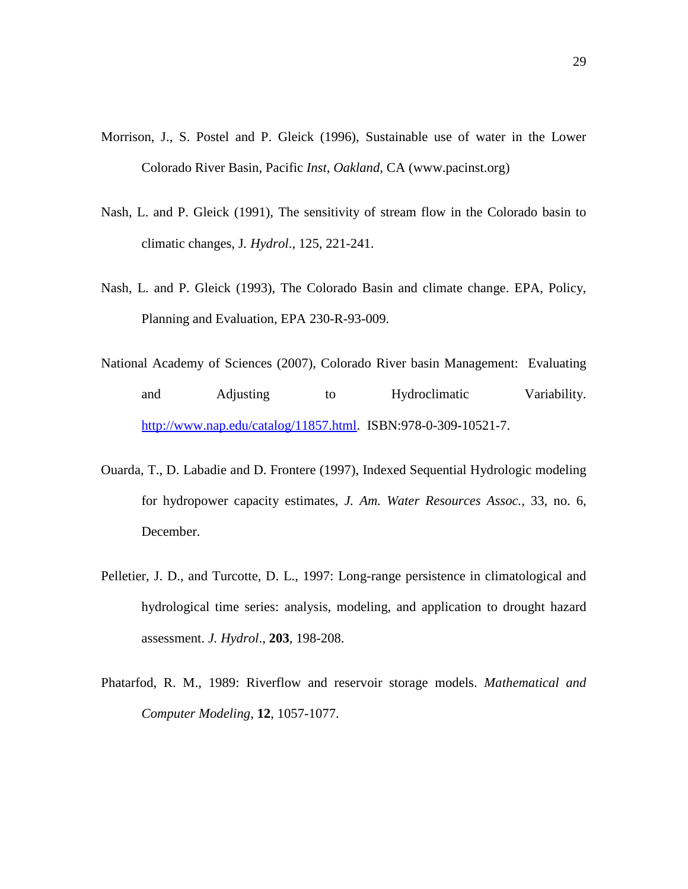Morrison, J., S. Postel and P. Gleick (1996), Sustainable use of water in the Lower Colorado River Basin, Pacific *Inst, Oakland*, CA (www.pacinst.org)

Nash, L. and P. Gleick (1991), The sensitivity of stream flow in the Colorado basin to climatic changes, J. *Hydrol*., 125, 221-241.

Nash, L. and P. Gleick (1993), The Colorado Basin and climate change. EPA, Policy, Planning and Evaluation, EPA 230-R-93-009.

National Academy of Sciences (2007), Colorado River basin Management: Evaluating and Adjusting to Hydroclimatic Variability. http://www.nap.edu/catalog/11857.html. ISBN:978-0-309-10521-7.

Ouarda, T., D. Labadie and D. Frontere (1997), Indexed Sequential Hydrologic modeling for hydropower capacity estimates, *J. Am. Water Resources Assoc.*, 33, no. 6, December.

Pelletier, J. D., and Turcotte, D. L., 1997: Long-range persistence in climatological and hydrological time series: analysis, modeling, and application to drought hazard assessment. *J. Hydrol*., **203**, 198-208.

Phatarfod, R. M., 1989: Riverflow and reservoir storage models. *Mathematical and Computer Modeling*, **12**, 1057-1077.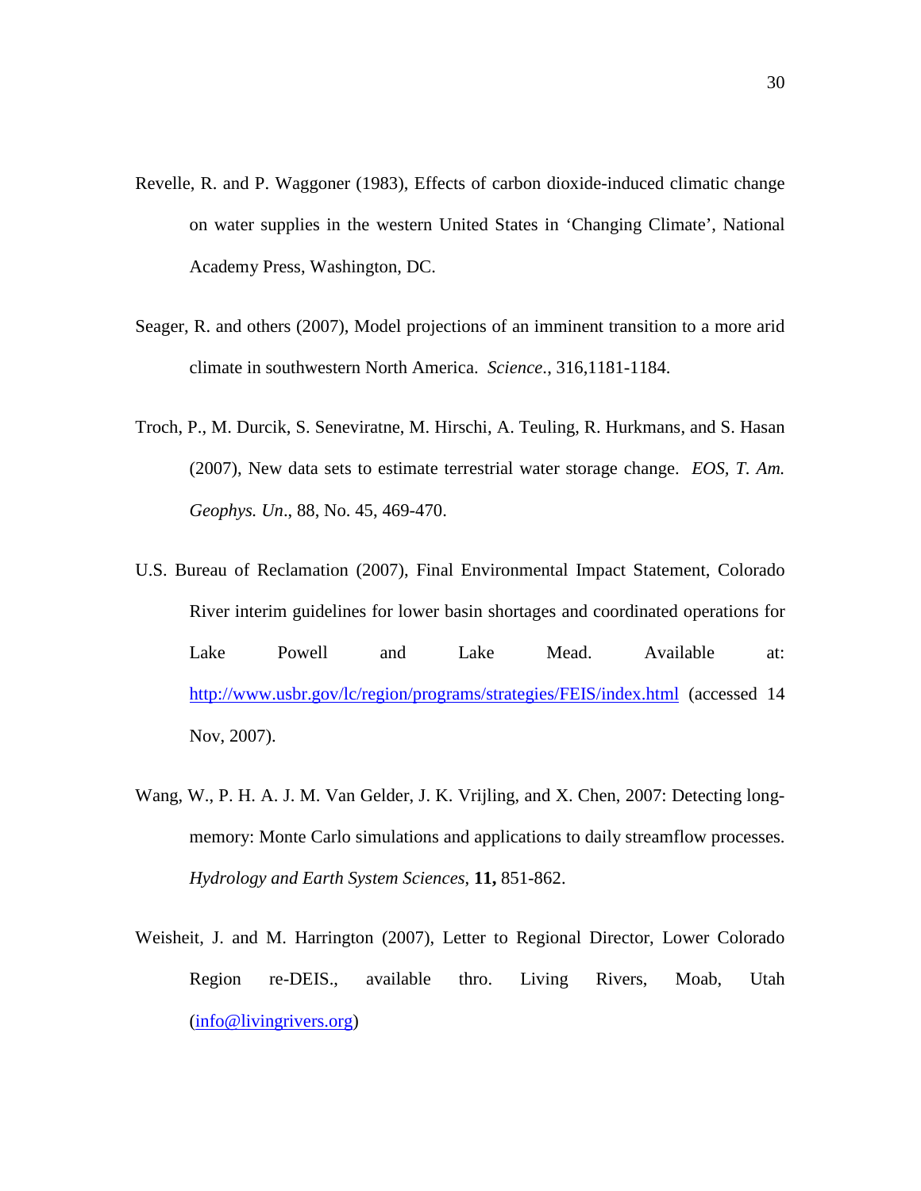Revelle, R. and P. Waggoner (1983), Effects of carbon dioxide-induced climatic change on water supplies in the western United States in 'Changing Climate', National Academy Press, Washington, DC.

Seager, R. and others (2007), Model projections of an imminent transition to a more arid climate in southwestern North America. *Science*., 316,1181-1184.

Troch, P., M. Durcik, S. Seneviratne, M. Hirschi, A. Teuling, R. Hurkmans, and S. Hasan (2007), New data sets to estimate terrestrial water storage change. *EOS, T. Am. Geophys. Un*., 88, No. 45, 469-470.

U.S. Bureau of Reclamation (2007), Final Environmental Impact Statement, Colorado River interim guidelines for lower basin shortages and coordinated operations for Lake Powell and Lake Mead. Available at: http://www.usbr.gov/lc/region/programs/strategies/FEIS/index.html (accessed 14 Nov, 2007).

Wang, W., P. H. A. J. M. Van Gelder, J. K. Vrijling, and X. Chen, 2007: Detecting long-memory: Monte Carlo simulations and applications to daily streamflow processes. *Hydrology and Earth System Sciences*, **11,** 851-862.

Weisheit, J. and M. Harrington (2007), Letter to Regional Director, Lower Colorado Region re-DEIS., available thro. Living Rivers, Moab, Utah (info@livingrivers.org)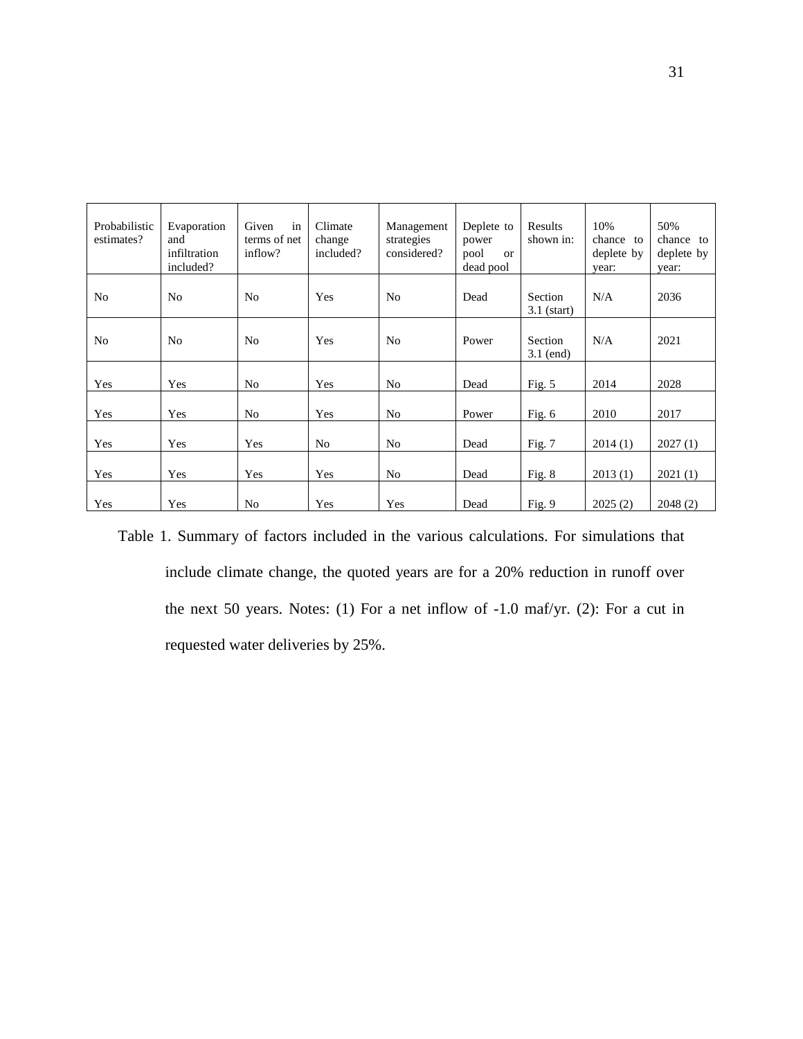| Probabilistic estimates? | Evaporation and infiltration included? | Given in terms of net inflow? | Climate change included? | Management strategies considered? | Deplete to power pool or dead pool | Results shown in: | 10% chance to deplete by year: | 50% chance to deplete by year: |
|---|---|---|---|---|---|---|---|---|
| No | No | No | Yes | No | Dead | Section 3.1 (start) | N/A | 2036 |
| No | No | No | Yes | No | Power | Section 3.1 (end) | N/A | 2021 |
| Yes | Yes | No | Yes | No | Dead | Fig. 5 | 2014 | 2028 |
| Yes | Yes | No | Yes | No | Power | Fig. 6 | 2010 | 2017 |
| Yes | Yes | Yes | No | No | Dead | Fig. 7 | 2014 (1) | 2027 (1) |
| Yes | Yes | Yes | Yes | No | Dead | Fig. 8 | 2013 (1) | 2021 (1) |
| Yes | Yes | No | Yes | Yes | Dead | Fig. 9 | 2025 (2) | 2048 (2) |

Table 1. Summary of factors included in the various calculations. For simulations that include climate change, the quoted years are for a 20% reduction in runoff over the next 50 years. Notes: (1) For a net inflow of -1.0 maf/yr. (2): For a cut in requested water deliveries by 25%.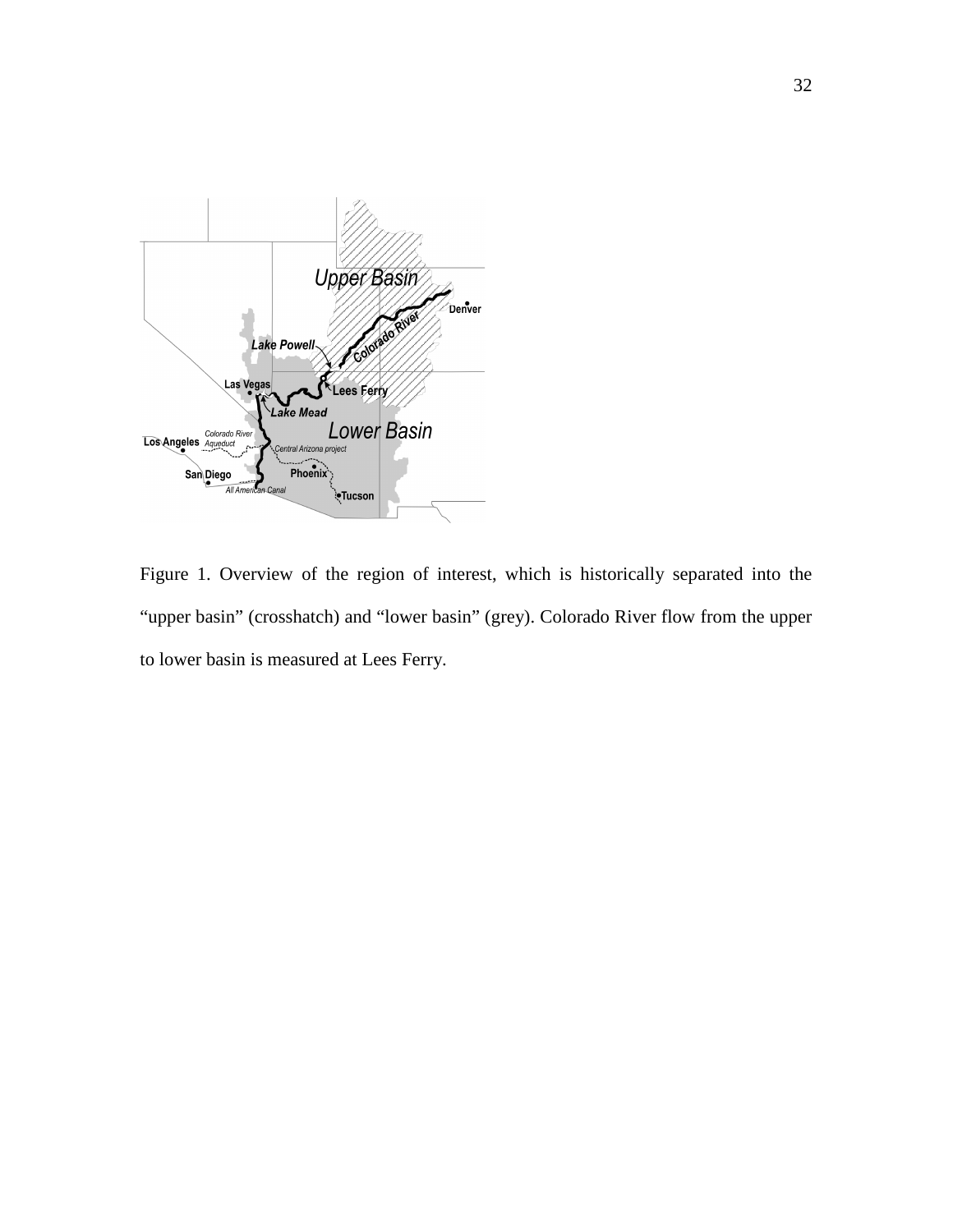Figure 1. Overview of the region of interest, which is historically separated into the "upper basin" (crosshatch) and "lower basin" (grey). Colorado River flow from the upper to lower basin is measured at Lees Ferry.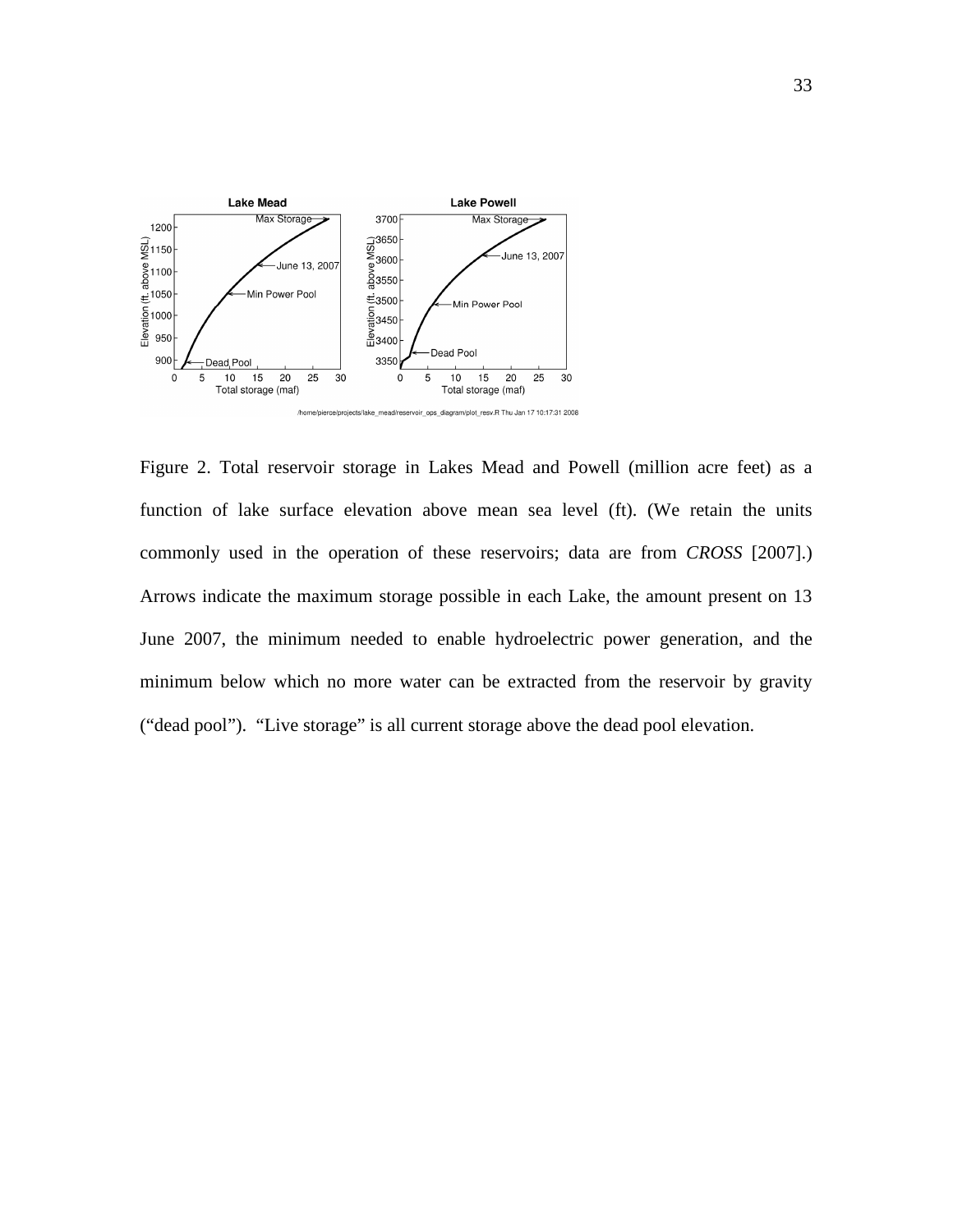Figure 2. Total reservoir storage in Lakes Mead and Powell (million acre feet) as a function of lake surface elevation above mean sea level (ft). (We retain the units commonly used in the operation of these reservoirs; data are from *CROSS* [2007].) Arrows indicate the maximum storage possible in each Lake, the amount present on 13 June 2007, the minimum needed to enable hydroelectric power generation, and the minimum below which no more water can be extracted from the reservoir by gravity ("dead pool"). "Live storage" is all current storage above the dead pool elevation.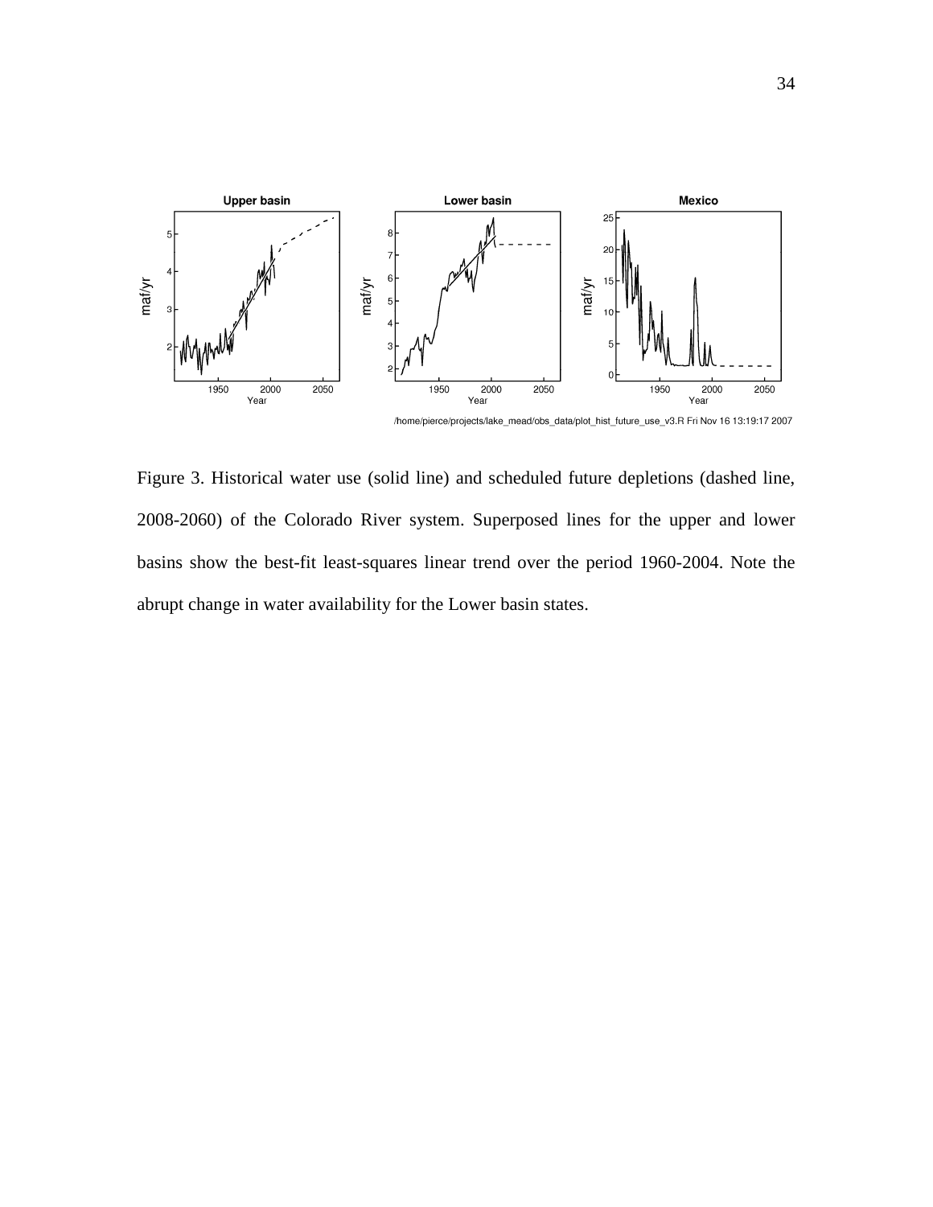Figure 3. Historical water use (solid line) and scheduled future depletions (dashed line, 2008-2060) of the Colorado River system. Superposed lines for the upper and lower basins show the best-fit least-squares linear trend over the period 1960-2004. Note the abrupt change in water availability for the Lower basin states.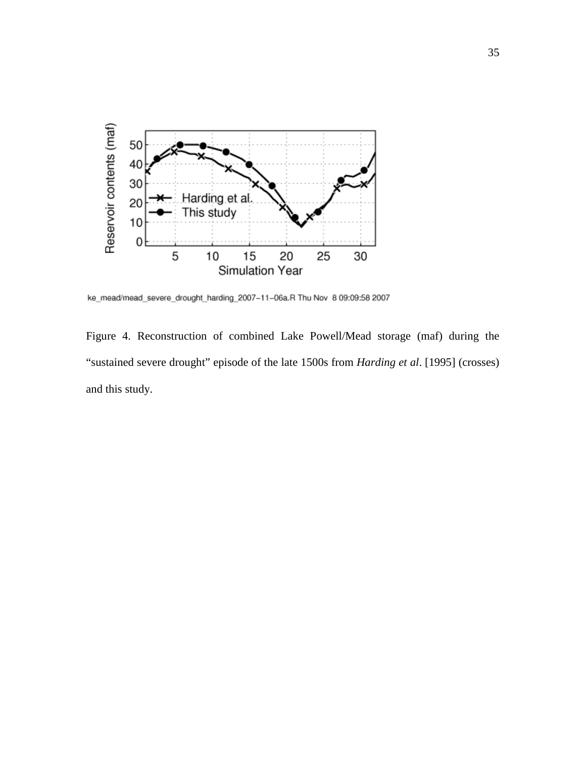ke_mead/mead_severe_drought_harding_2007-11-06a.R Thu Nov 8 09:09:58 2007

Figure 4. Reconstruction of combined Lake Powell/Mead storage (maf) during the "sustained severe drought" episode of the late 1500s from *Harding et al*. [1995] (crosses) and this study.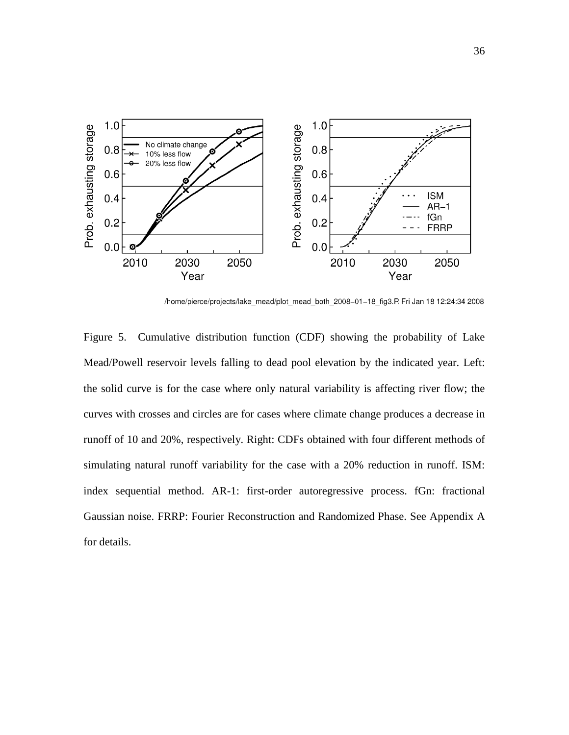/home/pierce/projects/lake_mead/plot_mead_both_2008-01-18_fig3.R Fri Jan 18 12:24:34 2008

Figure 5. Cumulative distribution function (CDF) showing the probability of Lake Mead/Powell reservoir levels falling to dead pool elevation by the indicated year. Left: the solid curve is for the case where only natural variability is affecting river flow; the curves with crosses and circles are for cases where climate change produces a decrease in runoff of 10 and 20%, respectively. Right: CDFs obtained with four different methods of simulating natural runoff variability for the case with a 20% reduction in runoff. ISM: index sequential method. AR-1: first-order autoregressive process. fGn: fractional Gaussian noise. FRRP: Fourier Reconstruction and Randomized Phase. See Appendix A for details.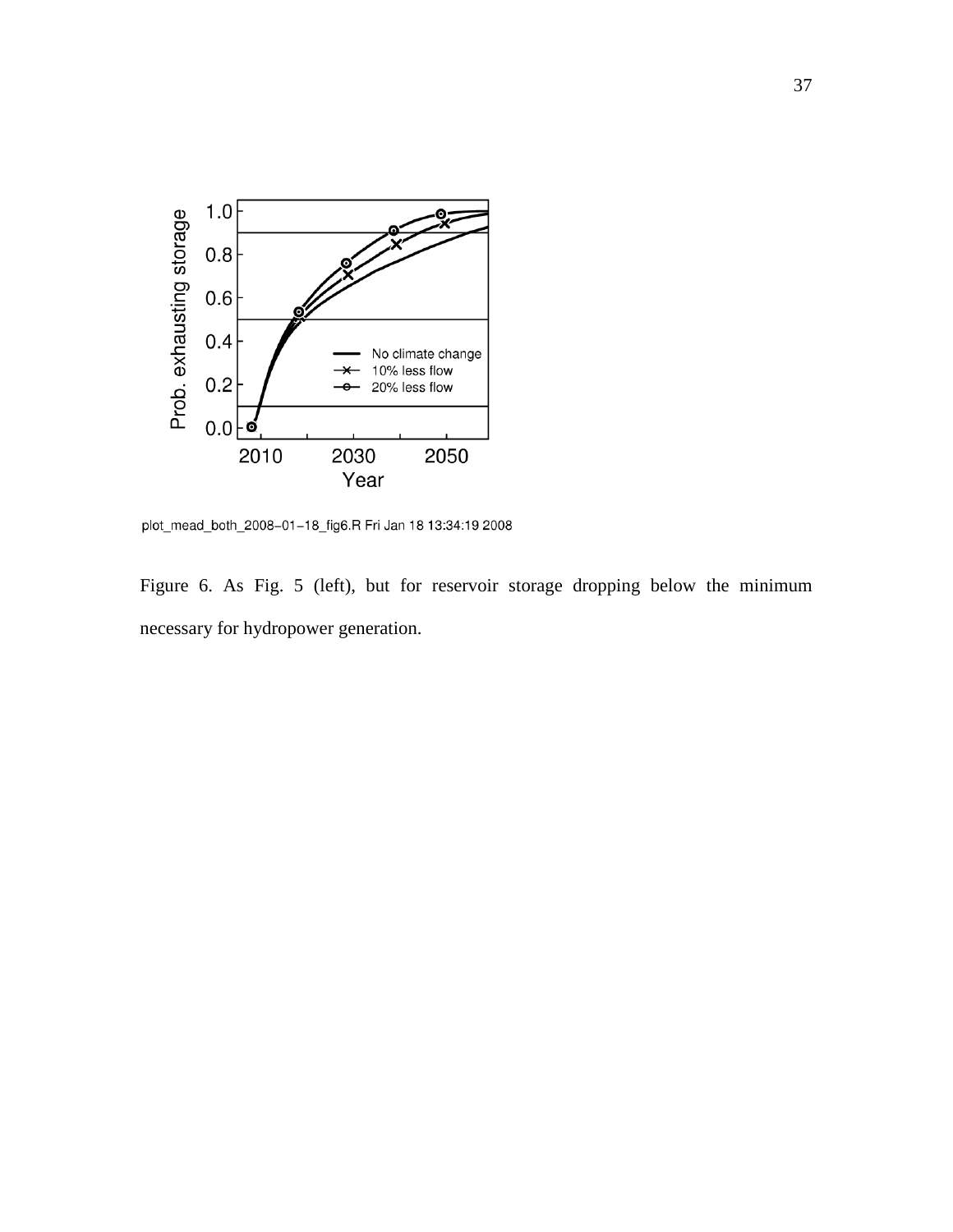plot_mead_both_2008−01−18_fig6.R Fri Jan 18 13:34:19 2008

Figure 6. As Fig. 5 (left), but for reservoir storage dropping below the minimum necessary for hydropower generation.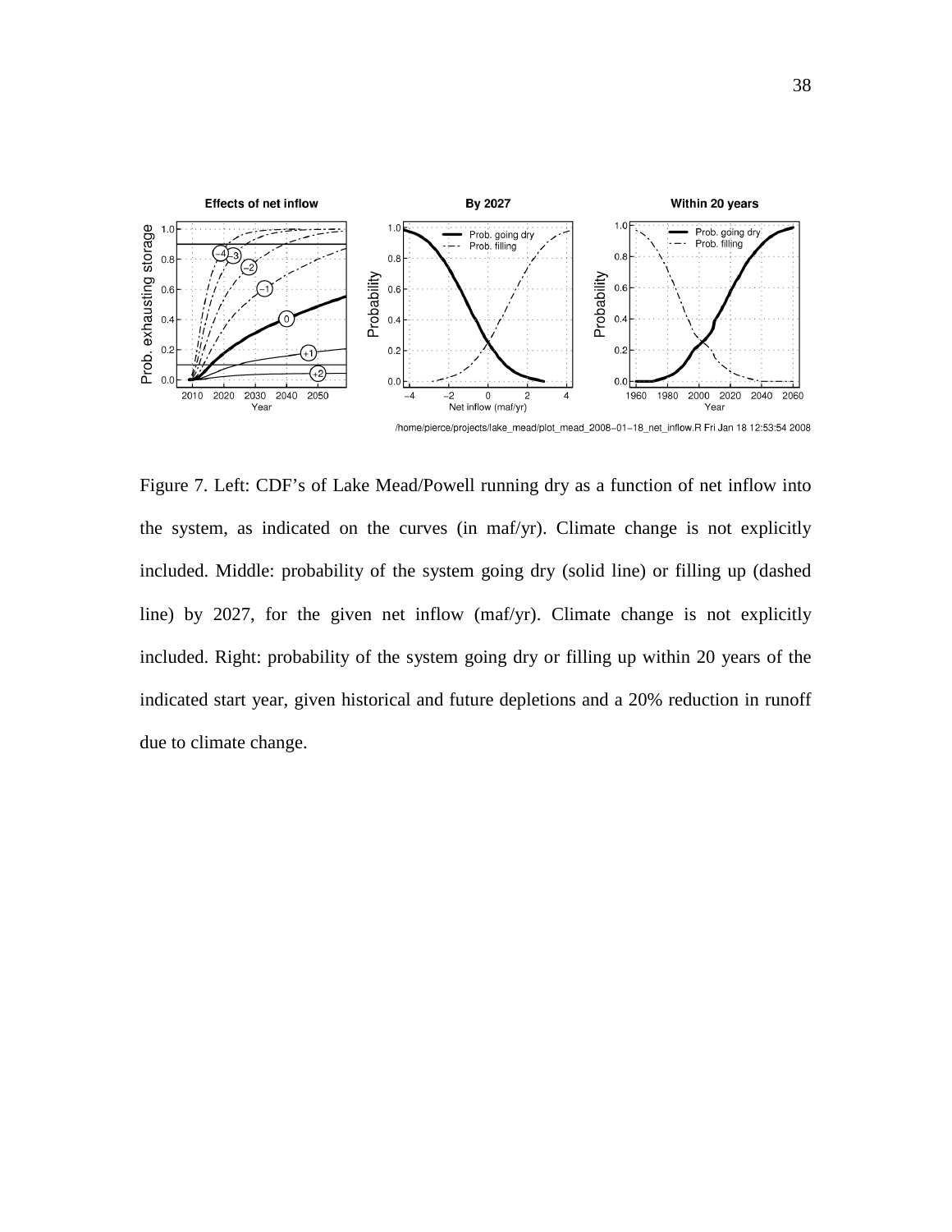Figure 7. Left: CDF's of Lake Mead/Powell running dry as a function of net inflow into the system, as indicated on the curves (in maf/yr). Climate change is not explicitly included. Middle: probability of the system going dry (solid line) or filling up (dashed line) by 2027, for the given net inflow (maf/yr). Climate change is not explicitly included. Right: probability of the system going dry or filling up within 20 years of the indicated start year, given historical and future depletions and a 20% reduction in runoff due to climate change.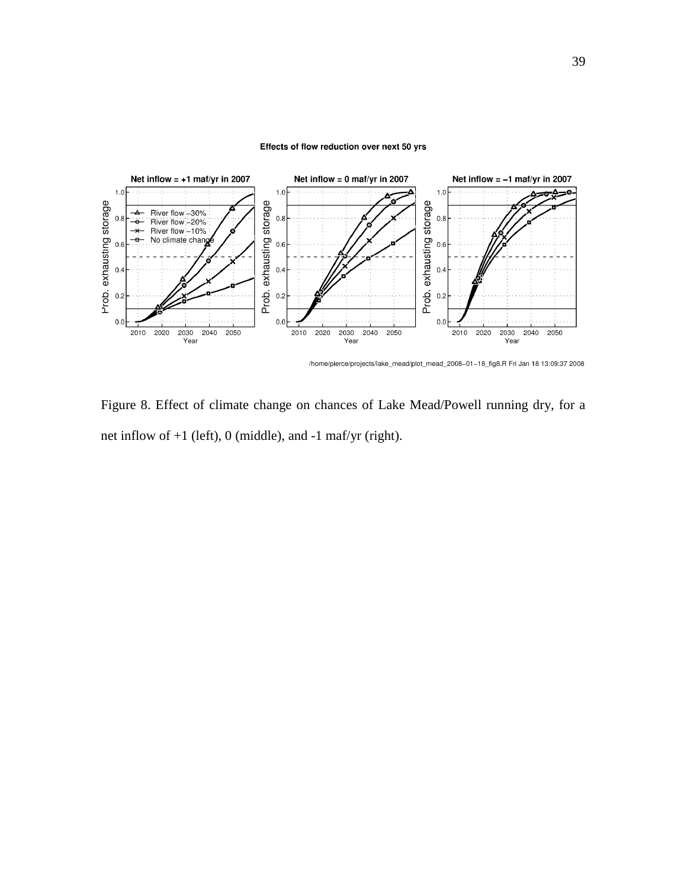Figure 8. Effect of climate change on chances of Lake Mead/Powell running dry, for a net inflow of +1 (left), 0 (middle), and -1 maf/yr (right).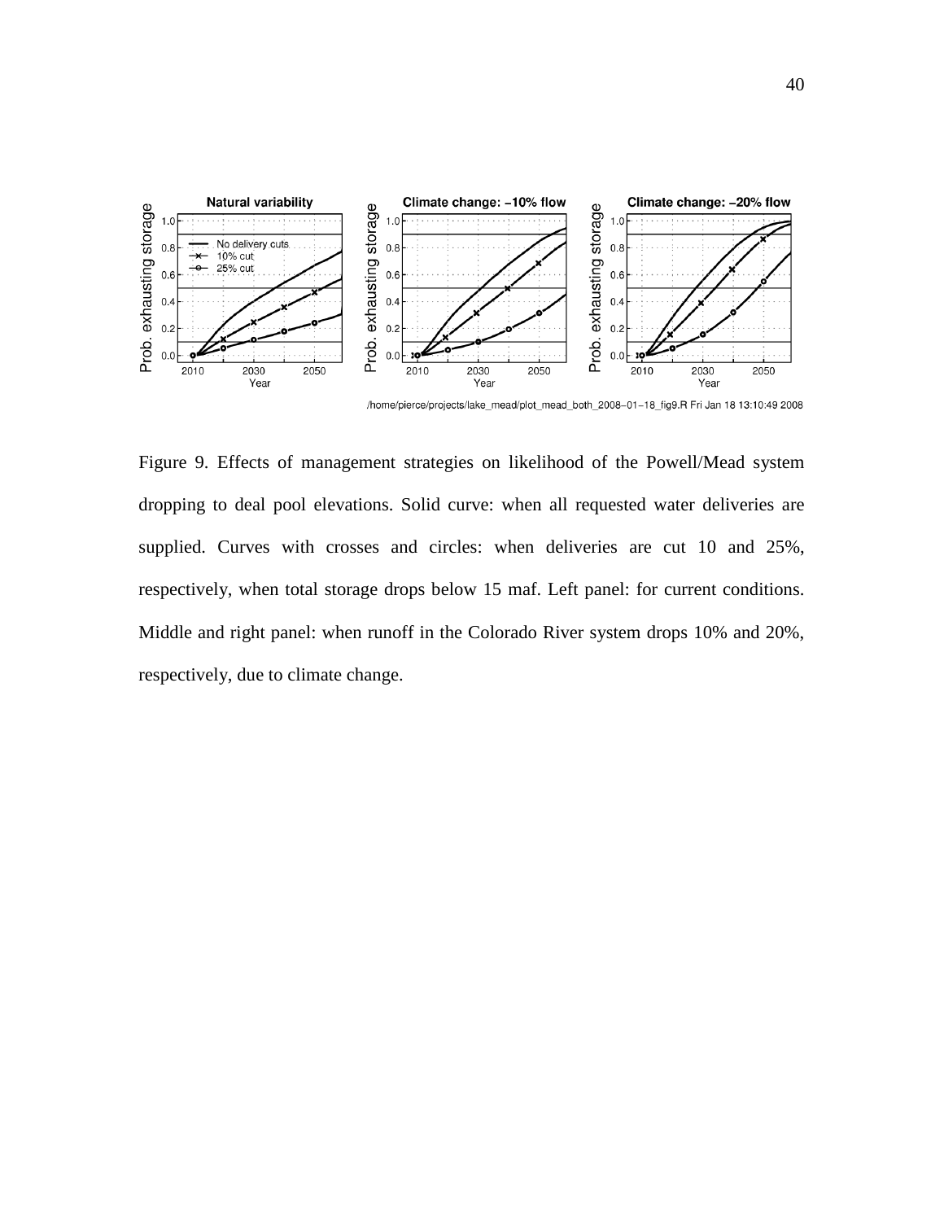Figure 9. Effects of management strategies on likelihood of the Powell/Mead system dropping to deal pool elevations. Solid curve: when all requested water deliveries are supplied. Curves with crosses and circles: when deliveries are cut 10 and 25%, respectively, when total storage drops below 15 maf. Left panel: for current conditions. Middle and right panel: when runoff in the Colorado River system drops 10% and 20%, respectively, due to climate change.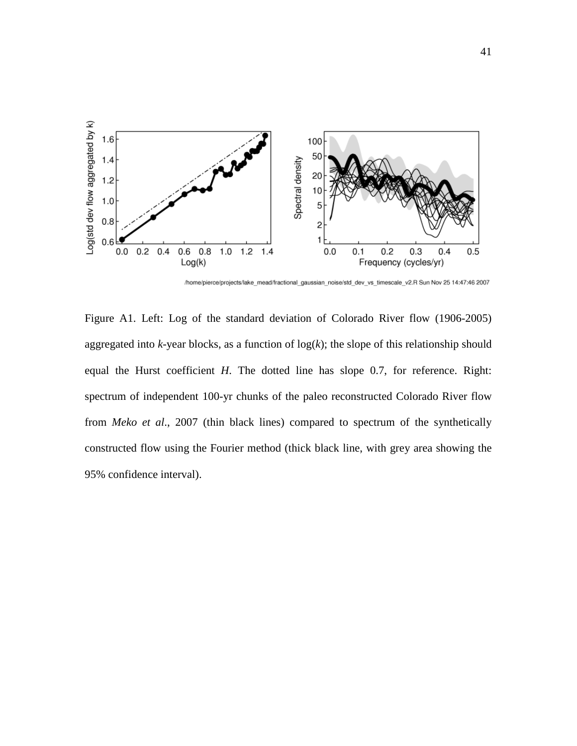Figure A1. Left: Log of the standard deviation of Colorado River flow (1906-2005) aggregated into *k*-year blocks, as a function of log(*k*); the slope of this relationship should equal the Hurst coefficient *H*. The dotted line has slope 0.7, for reference. Right: spectrum of independent 100-yr chunks of the paleo reconstructed Colorado River flow from *Meko et al*., 2007 (thin black lines) compared to spectrum of the synthetically constructed flow using the Fourier method (thick black line, with grey area showing the 95% confidence interval).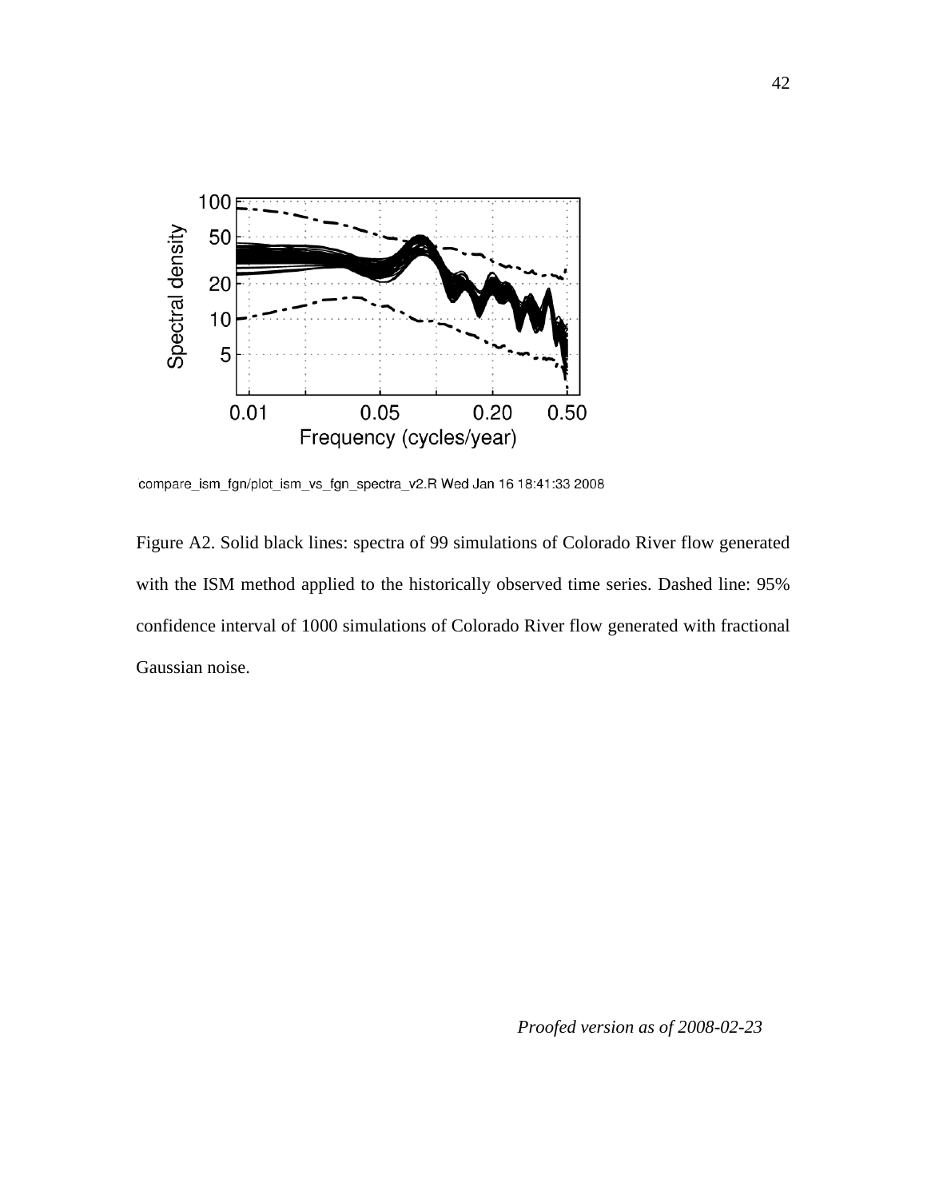100
50
20
10
5
Spectral density
0.01
0.05
0.20
0.50
Frequency (cycles/year)

compare_ism_fgn/plot_ism_vs_fgn_spectra_v2.R Wed Jan 16 18:41:33 2008

Figure A2. Solid black lines: spectra of 99 simulations of Colorado River flow generated with the ISM method applied to the historically observed time series. Dashed line: 95% confidence interval of 1000 simulations of Colorado River flow generated with fractional Gaussian noise.

*Proofed version as of 2008-02-23*